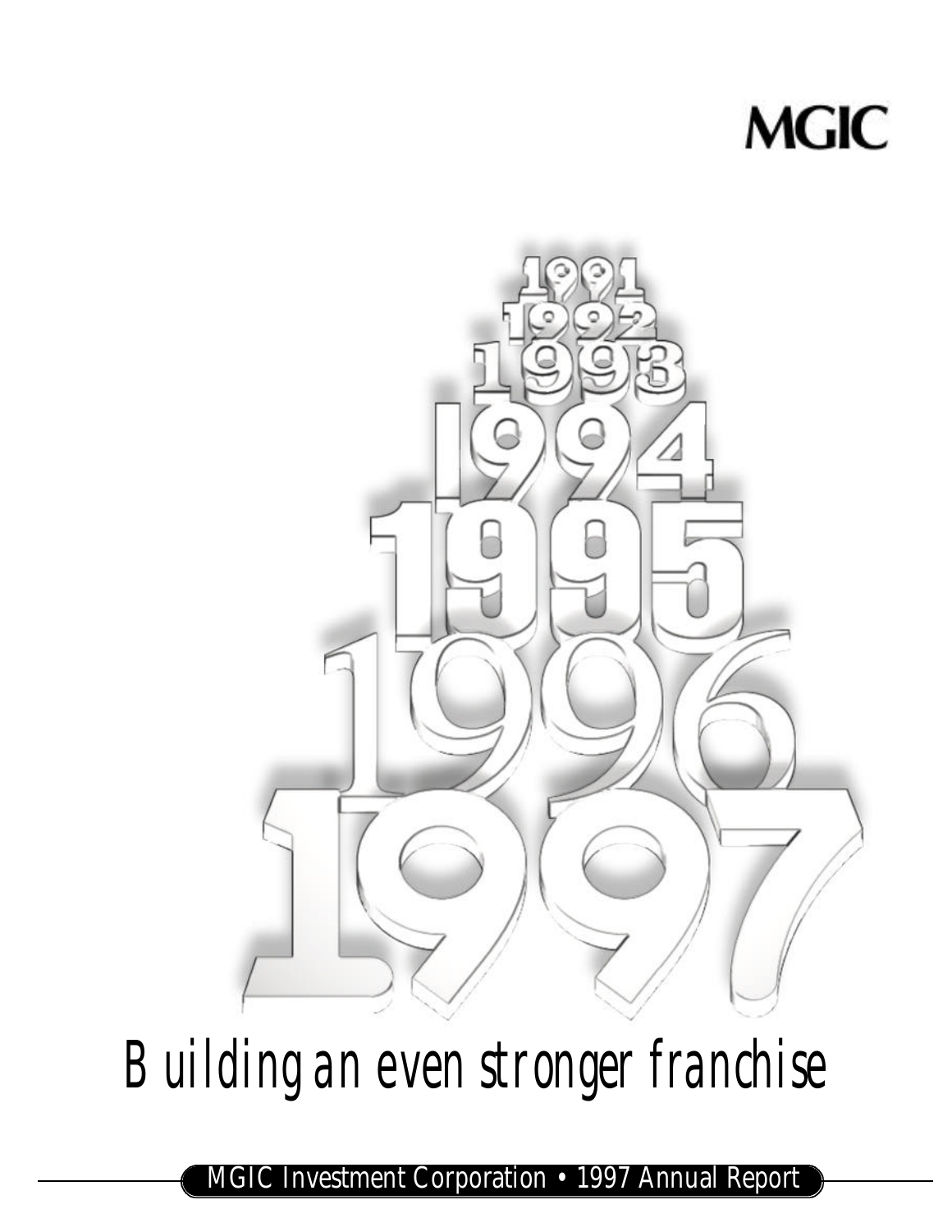MGIC

1991

1992

1993

1994

1995

1996

1997

# Building an even stronger franchise

MGIC Investment Corporation • 1997 Annual Report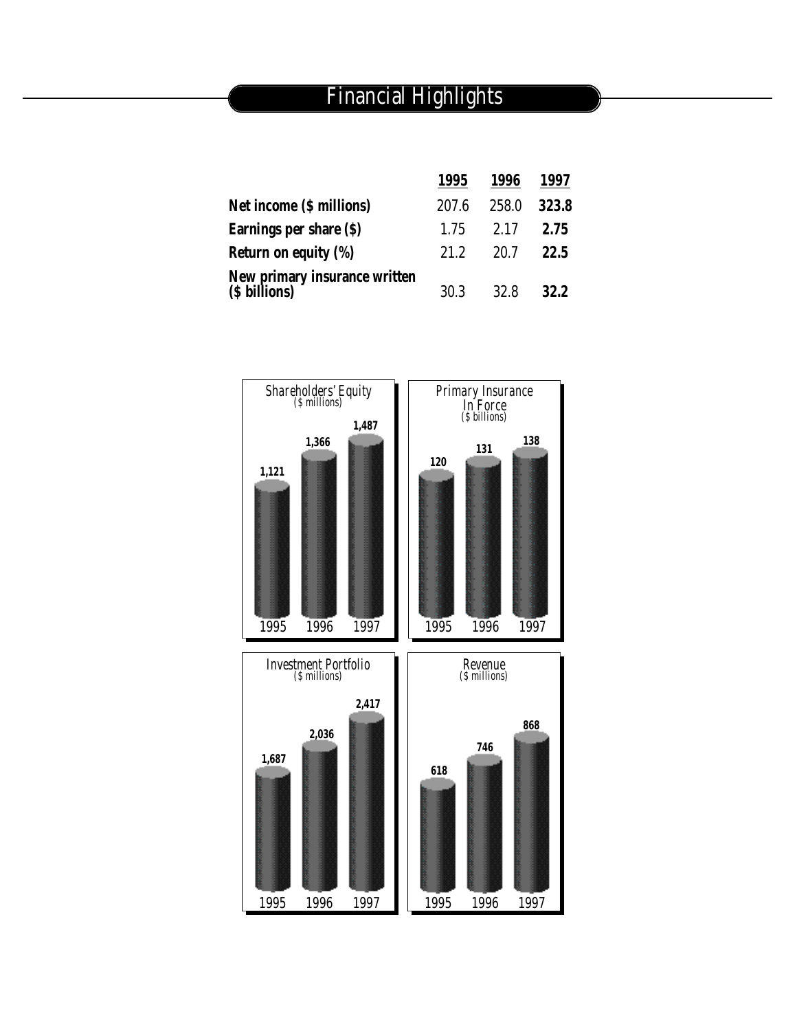# Financial Highlights

| | 1995 | 1996 | 1997 |
|---|---|---|---|
| **Net income ($ millions)** | 207.6 | 258.0 | **323.8** |
| **Earnings per share ($)** | 1.75 | 2.17 | **2.75** |
| **Return on equity (%)** | 21.2 | 20.7 | **22.5** |
| **New primary insurance written ($ billions)** | 30.3 | 32.8 | **32.2** |

*Shareholders' Equity*
*($ millions)*

| 1995 | 1996 | 1997 |
|---|---|---|
| 1,121 | 1,366 | 1,487 |

*Primary Insurance In Force*
*($ billions)*

| 1995 | 1996 | 1997 |
|---|---|---|
| 120 | 131 | 138 |

*Investment Portfolio*
*($ millions)*

| 1995 | 1996 | 1997 |
|---|---|---|
| 1,687 | 2,036 | 2,417 |

*Revenue*
*($ millions)*

| 1995 | 1996 | 1997 |
|---|---|---|
| 618 | 746 | 868 |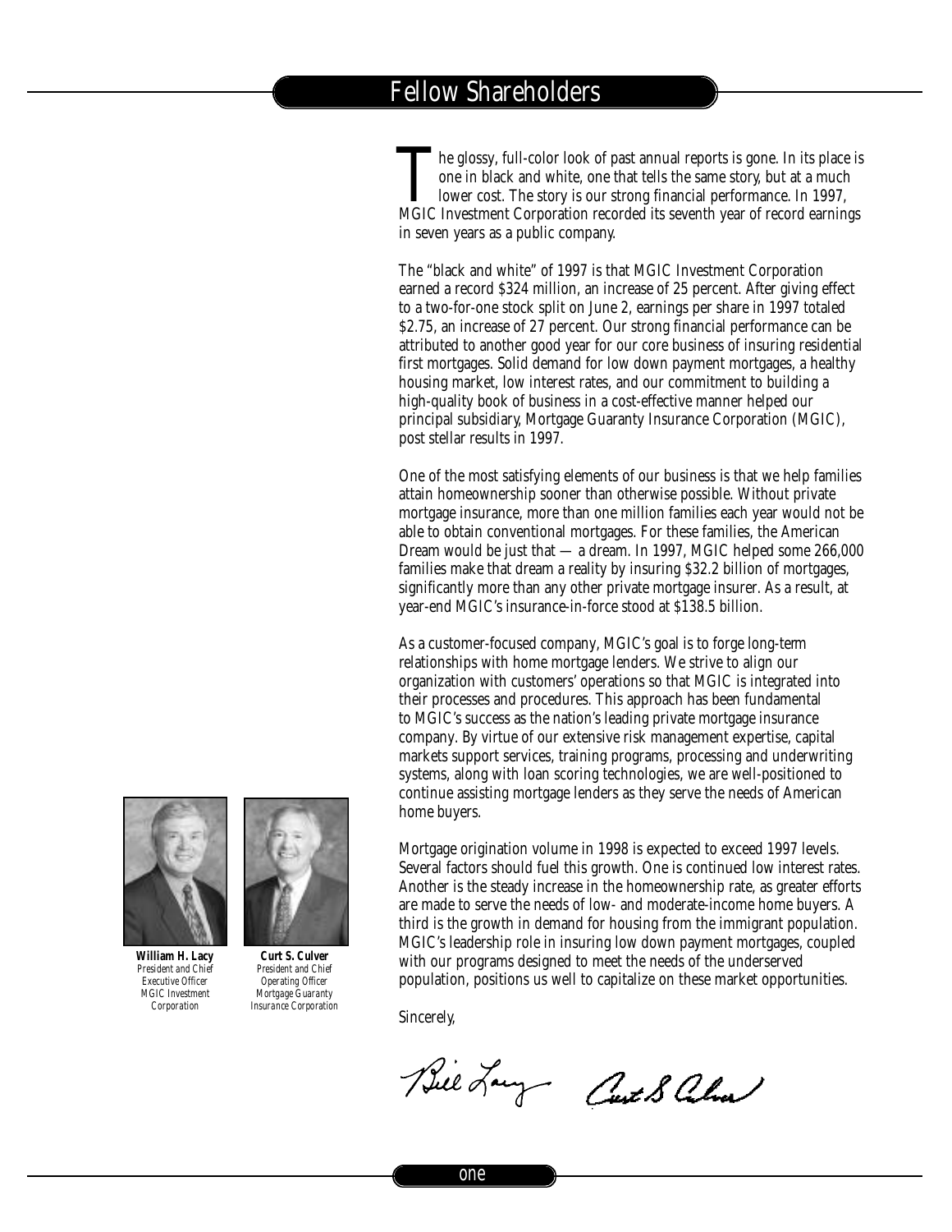# Fellow Shareholders

The glossy, full-color look of past annual reports is gone. In its place is one in black and white, one that tells the same story, but at a much lower cost. The story is our strong financial performance. In 1997, MGIC Investment Corporation recorded its seventh year of record earnings in seven years as a public company.

The "black and white" of 1997 is that MGIC Investment Corporation earned a record $324 million, an increase of 25 percent. After giving effect to a two-for-one stock split on June 2, earnings per share in 1997 totaled $2.75, an increase of 27 percent. Our strong financial performance can be attributed to another good year for our core business of insuring residential first mortgages. Solid demand for low down payment mortgages, a healthy housing market, low interest rates, and our commitment to building a high-quality book of business in a cost-effective manner helped our principal subsidiary, Mortgage Guaranty Insurance Corporation (MGIC), post stellar results in 1997.

One of the most satisfying elements of our business is that we help families attain homeownership sooner than otherwise possible. Without private mortgage insurance, more than one million families each year would not be able to obtain conventional mortgages. For these families, the American Dream would be just that — a dream. In 1997, MGIC helped some 266,000 families make that dream a reality by insuring $32.2 billion of mortgages, significantly more than any other private mortgage insurer. As a result, at year-end MGIC's insurance-in-force stood at $138.5 billion.

As a customer-focused company, MGIC's goal is to forge long-term relationships with home mortgage lenders. We strive to align our organization with customers' operations so that MGIC is integrated into their processes and procedures. This approach has been fundamental to MGIC's success as the nation's leading private mortgage insurance company. By virtue of our extensive risk management expertise, capital markets support services, training programs, processing and underwriting systems, along with loan scoring technologies, we are well-positioned to continue assisting mortgage lenders as they serve the needs of American home buyers.

Mortgage origination volume in 1998 is expected to exceed 1997 levels. Several factors should fuel this growth. One is continued low interest rates. Another is the steady increase in the homeownership rate, as greater efforts are made to serve the needs of low- and moderate-income home buyers. A third is the growth in demand for housing from the immigrant population. MGIC's leadership role in insuring low down payment mortgages, coupled with our programs designed to meet the needs of the underserved population, positions us well to capitalize on these market opportunities.

Sincerely,

**William H. Lacy**
*President and Chief Executive Officer*
*MGIC Investment Corporation*

**Curt S. Culver**
*President and Chief Operating Officer*
*Mortgage Guaranty Insurance Corporation*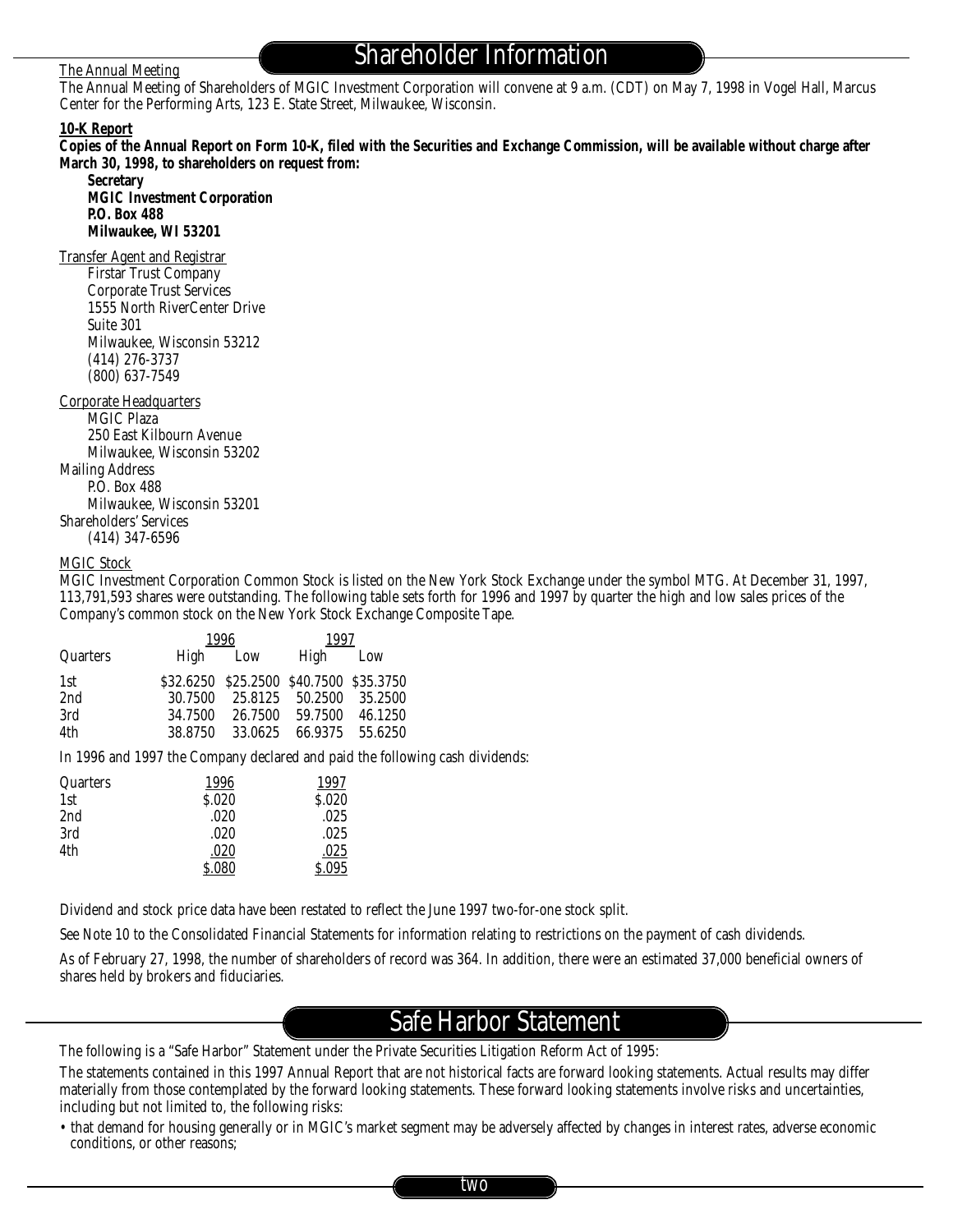# Shareholder Information

The Annual Meeting

The Annual Meeting of Shareholders of MGIC Investment Corporation will convene at 9 a.m. (CDT) on May 7, 1998 in Vogel Hall, Marcus Center for the Performing Arts, 123 E. State Street, Milwaukee, Wisconsin.

**10-K Report**

**Copies of the Annual Report on Form 10-K, filed with the Securities and Exchange Commission, will be available without charge after March 30, 1998, to shareholders on request from:**

**Secretary**
**MGIC Investment Corporation**
**P.O. Box 488**
**Milwaukee, WI 53201**

Transfer Agent and Registrar

Firstar Trust Company
Corporate Trust Services
1555 North RiverCenter Drive
Suite 301
Milwaukee, Wisconsin 53212
(414) 276-3737
(800) 637-7549

Corporate Headquarters

MGIC Plaza
250 East Kilbourn Avenue
Milwaukee, Wisconsin 53202

Mailing Address

P.O. Box 488
Milwaukee, Wisconsin 53201

Shareholders' Services

(414) 347-6596

MGIC Stock

MGIC Investment Corporation Common Stock is listed on the New York Stock Exchange under the symbol MTG. At December 31, 1997, 113,791,593 shares were outstanding. The following table sets forth for 1996 and 1997 by quarter the high and low sales prices of the Company's common stock on the New York Stock Exchange Composite Tape.

| | 1996 | | 1997 | |
|---|---|---|---|---|
| Quarters | High | Low | High | Low |
| 1st | $32.6250 | $25.2500 | $40.7500 | $35.3750 |
| 2nd | 30.7500 | 25.8125 | 50.2500 | 35.2500 |
| 3rd | 34.7500 | 26.7500 | 59.7500 | 46.1250 |
| 4th | 38.8750 | 33.0625 | 66.9375 | 55.6250 |

In 1996 and 1997 the Company declared and paid the following cash dividends:

| Quarters | 1996 | 1997 |
|---|---|---|
| 1st | $.020 | $.020 |
| 2nd | .020 | .025 |
| 3rd | .020 | .025 |
| 4th | .020 | .025 |
| | $.080 | $.095 |

Dividend and stock price data have been restated to reflect the June 1997 two-for-one stock split.

See Note 10 to the Consolidated Financial Statements for information relating to restrictions on the payment of cash dividends.

As of February 27, 1998, the number of shareholders of record was 364. In addition, there were an estimated 37,000 beneficial owners of shares held by brokers and fiduciaries.

# Safe Harbor Statement

The following is a "Safe Harbor" Statement under the Private Securities Litigation Reform Act of 1995:

The statements contained in this 1997 Annual Report that are not historical facts are forward looking statements. Actual results may differ materially from those contemplated by the forward looking statements. These forward looking statements involve risks and uncertainties, including but not limited to, the following risks:

- that demand for housing generally or in MGIC's market segment may be adversely affected by changes in interest rates, adverse economic conditions, or other reasons;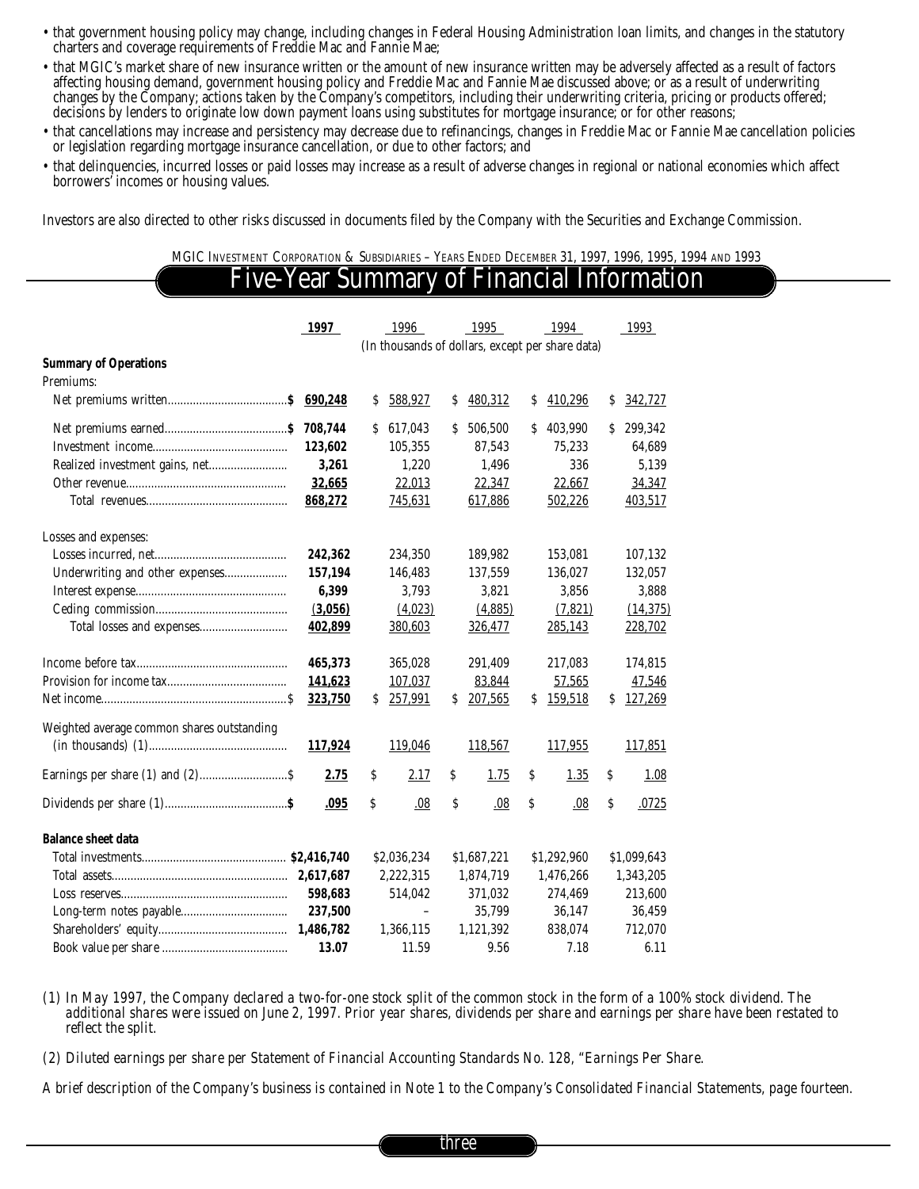- that government housing policy may change, including changes in Federal Housing Administration loan limits, and changes in the statutory charters and coverage requirements of Freddie Mac and Fannie Mae;
- that MGIC's market share of new insurance written or the amount of new insurance written may be adversely affected as a result of factors affecting housing demand, government housing policy and Freddie Mac and Fannie Mae discussed above; or as a result of underwriting changes by the Company; actions taken by the Company's competitors, including their underwriting criteria, pricing or products offered; decisions by lenders to originate low down payment loans using substitutes for mortgage insurance; or for other reasons;
- that cancellations may increase and persistency may decrease due to refinancings, changes in Freddie Mac or Fannie Mae cancellation policies or legislation regarding mortgage insurance cancellation, or due to other factors; and
- that delinquencies, incurred losses or paid losses may increase as a result of adverse changes in regional or national economies which affect borrowers' incomes or housing values.

Investors are also directed to other risks discussed in documents filed by the Company with the Securities and Exchange Commission.

MGIC Investment Corporation & Subsidiaries – Years Ended December 31, 1997, 1996, 1995, 1994 and 1993

# Five-Year Summary of Financial Information

| | **1997** | 1996 | 1995 | 1994 | 1993 |
|---|---|---|---|---|---|
| | (In thousands of dollars, except per share data) | | | | |
| **Summary of Operations** | | | | | |
| Premiums: | | | | | |
| Net premiums written | **$ 690,248** | $ 588,927 | $ 480,312 | $ 410,296 | $ 342,727 |
| Net premiums earned | **$ 708,744** | $ 617,043 | $ 506,500 | $ 403,990 | $ 299,342 |
| Investment income | **123,602** | 105,355 | 87,543 | 75,233 | 64,689 |
| Realized investment gains, net | **3,261** | 1,220 | 1,496 | 336 | 5,139 |
| Other revenue | **32,665** | 22,013 | 22,347 | 22,667 | 34,347 |
| Total revenues | **868,272** | 745,631 | 617,886 | 502,226 | 403,517 |
| Losses and expenses: | | | | | |
| Losses incurred, net | **242,362** | 234,350 | 189,982 | 153,081 | 107,132 |
| Underwriting and other expenses | **157,194** | 146,483 | 137,559 | 136,027 | 132,057 |
| Interest expense | **6,399** | 3,793 | 3,821 | 3,856 | 3,888 |
| Ceding commission | **(3,056)** | (4,023) | (4,885) | (7,821) | (14,375) |
| Total losses and expenses | **402,899** | 380,603 | 326,477 | 285,143 | 228,702 |
| Income before tax | **465,373** | 365,028 | 291,409 | 217,083 | 174,815 |
| Provision for income tax | **141,623** | 107,037 | 83,844 | 57,565 | 47,546 |
| Net income | **$ 323,750** | $ 257,991 | $ 207,565 | $ 159,518 | $ 127,269 |
| Weighted average common shares outstanding (in thousands) (1) | **117,924** | 119,046 | 118,567 | 117,955 | 117,851 |
| Earnings per share (1) and (2) | **$ 2.75** | $ 2.17 | $ 1.75 | $ 1.35 | $ 1.08 |
| Dividends per share (1) | **$ .095** | $ .08 | $ .08 | $ .08 | $ .0725 |
| **Balance sheet data** | | | | | |
| Total investments | **$2,416,740** | $2,036,234 | $1,687,221 | $1,292,960 | $1,099,643 |
| Total assets | **2,617,687** | 2,222,315 | 1,874,719 | 1,476,266 | 1,343,205 |
| Loss reserves | **598,683** | 514,042 | 371,032 | 274,469 | 213,600 |
| Long-term notes payable | **237,500** | – | 35,799 | 36,147 | 36,459 |
| Shareholders' equity | **1,486,782** | 1,366,115 | 1,121,392 | 838,074 | 712,070 |
| Book value per share | **13.07** | 11.59 | 9.56 | 7.18 | 6.11 |

*(1) In May 1997, the Company declared a two-for-one stock split of the common stock in the form of a 100% stock dividend. The additional shares were issued on June 2, 1997. Prior year shares, dividends per share and earnings per share have been restated to reflect the split.*

*(2) Diluted earnings per share per Statement of Financial Accounting Standards No. 128, "Earnings Per Share.*

*A brief description of the Company's business is contained in Note 1 to the Company's Consolidated Financial Statements, page fourteen.*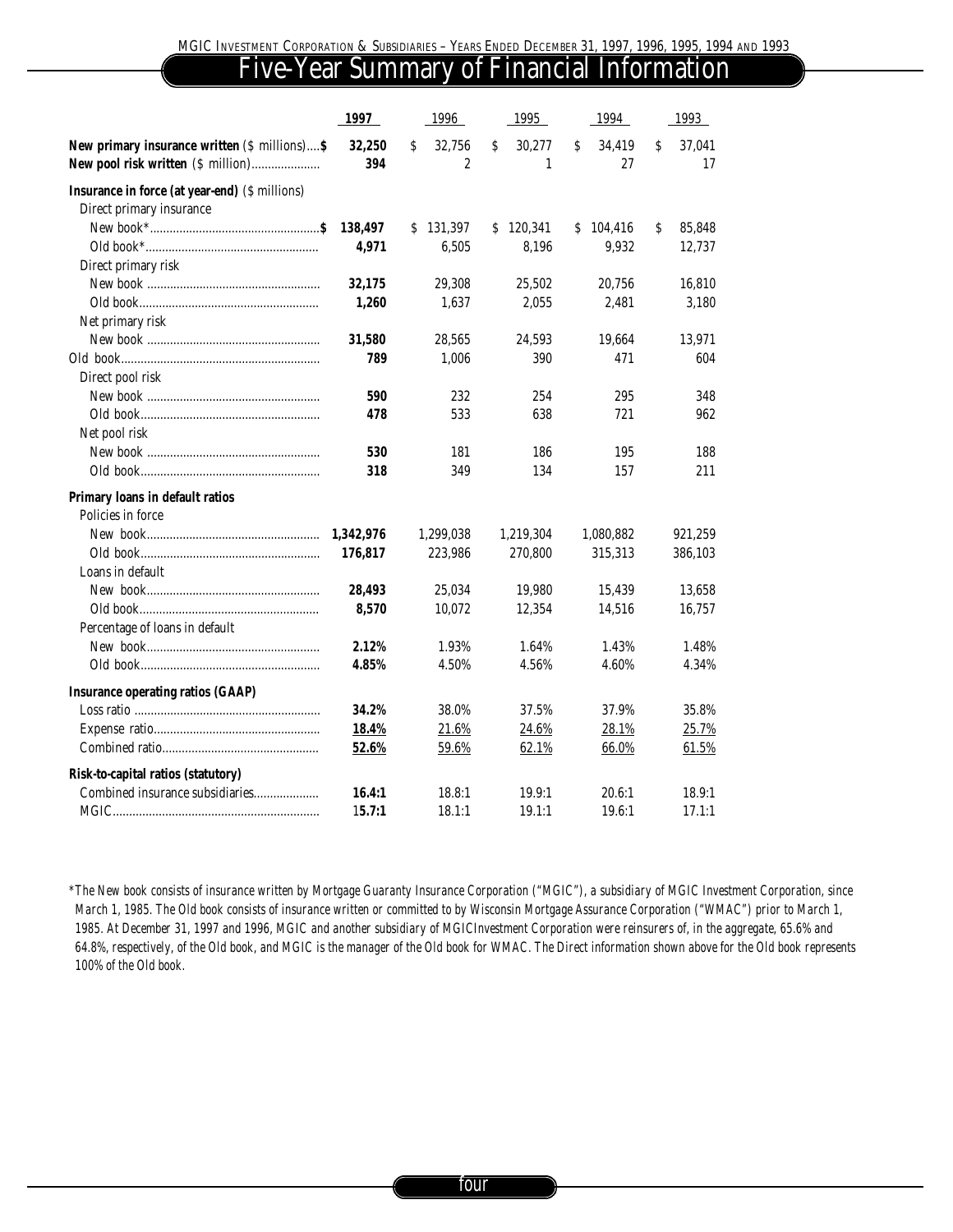# Five-Year Summary of Financial Information

| | 1997 | 1996 | 1995 | 1994 | 1993 |
|---|---|---|---|---|---|
| **New primary insurance written** ($ millions) | **$ 32,250** | $ 32,756 | $ 30,277 | $ 34,419 | $ 37,041 |
| **New pool risk written** ($ million) | **394** | 2 | 1 | 27 | 17 |
| **Insurance in force (at year-end)** ($ millions) | | | | | |
| Direct primary insurance | | | | | |
| New book* | **$ 138,497** | $ 131,397 | $ 120,341 | $ 104,416 | $ 85,848 |
| Old book* | **4,971** | 6,505 | 8,196 | 9,932 | 12,737 |
| Direct primary risk | | | | | |
| New book | **32,175** | 29,308 | 25,502 | 20,756 | 16,810 |
| Old book | **1,260** | 1,637 | 2,055 | 2,481 | 3,180 |
| Net primary risk | | | | | |
| New book | **31,580** | 28,565 | 24,593 | 19,664 | 13,971 |
| Old book | **789** | 1,006 | 390 | 471 | 604 |
| Direct pool risk | | | | | |
| New book | **590** | 232 | 254 | 295 | 348 |
| Old book | **478** | 533 | 638 | 721 | 962 |
| Net pool risk | | | | | |
| New book | **530** | 181 | 186 | 195 | 188 |
| Old book | **318** | 349 | 134 | 157 | 211 |
| **Primary loans in default ratios** | | | | | |
| Policies in force | | | | | |
| New book | **1,342,976** | 1,299,038 | 1,219,304 | 1,080,882 | 921,259 |
| Old book | **176,817** | 223,986 | 270,800 | 315,313 | 386,103 |
| Loans in default | | | | | |
| New book | **28,493** | 25,034 | 19,980 | 15,439 | 13,658 |
| Old book | **8,570** | 10,072 | 12,354 | 14,516 | 16,757 |
| Percentage of loans in default | | | | | |
| New book | **2.12%** | 1.93% | 1.64% | 1.43% | 1.48% |
| Old book | **4.85%** | 4.50% | 4.56% | 4.60% | 4.34% |
| **Insurance operating ratios (GAAP)** | | | | | |
| Loss ratio | **34.2%** | 38.0% | 37.5% | 37.9% | 35.8% |
| Expense ratio | **18.4%** | 21.6% | 24.6% | 28.1% | 25.7% |
| Combined ratio | **52.6%** | 59.6% | 62.1% | 66.0% | 61.5% |
| **Risk-to-capital ratios (statutory)** | | | | | |
| Combined insurance subsidiaries | **16.4:1** | 18.8:1 | 19.9:1 | 20.6:1 | 18.9:1 |
| MGIC | **15.7:1** | 18.1:1 | 19.1:1 | 19.6:1 | 17.1:1 |

*\*The New book consists of insurance written by Mortgage Guaranty Insurance Corporation ("MGIC"), a subsidiary of MGIC Investment Corporation, since March 1, 1985. The Old book consists of insurance written or committed to by Wisconsin Mortgage Assurance Corporation ("WMAC") prior to March 1, 1985. At December 31, 1997 and 1996, MGIC and another subsidiary of MGICInvestment Corporation were reinsurers of, in the aggregate, 65.6% and 64.8%, respectively, of the Old book, and MGIC is the manager of the Old book for WMAC. The Direct information shown above for the Old book represents 100% of the Old book.*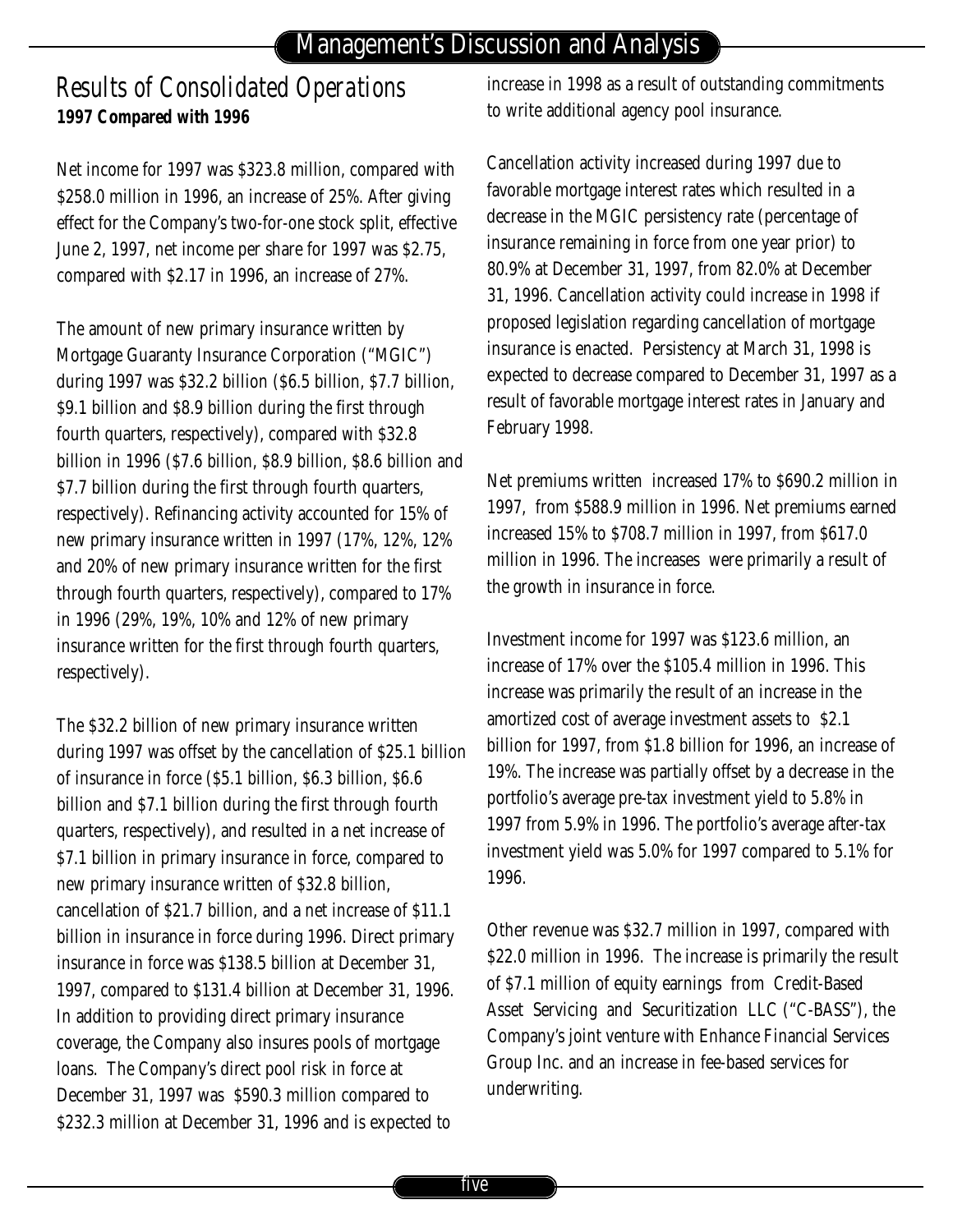## Results of Consolidated Operations

**1997 Compared with 1996**

Net income for 1997 was $323.8 million, compared with $258.0 million in 1996, an increase of 25%. After giving effect for the Company's two-for-one stock split, effective June 2, 1997, net income per share for 1997 was $2.75, compared with $2.17 in 1996, an increase of 27%.

The amount of new primary insurance written by Mortgage Guaranty Insurance Corporation ("MGIC") during 1997 was $32.2 billion ($6.5 billion, $7.7 billion, $9.1 billion and $8.9 billion during the first through fourth quarters, respectively), compared with $32.8 billion in 1996 ($7.6 billion, $8.9 billion, $8.6 billion and $7.7 billion during the first through fourth quarters, respectively). Refinancing activity accounted for 15% of new primary insurance written in 1997 (17%, 12%, 12% and 20% of new primary insurance written for the first through fourth quarters, respectively), compared to 17% in 1996 (29%, 19%, 10% and 12% of new primary insurance written for the first through fourth quarters, respectively).

The $32.2 billion of new primary insurance written during 1997 was offset by the cancellation of $25.1 billion of insurance in force ($5.1 billion, $6.3 billion, $6.6 billion and $7.1 billion during the first through fourth quarters, respectively), and resulted in a net increase of $7.1 billion in primary insurance in force, compared to new primary insurance written of $32.8 billion, cancellation of $21.7 billion, and a net increase of $11.1 billion in insurance in force during 1996. Direct primary insurance in force was $138.5 billion at December 31, 1997, compared to $131.4 billion at December 31, 1996. In addition to providing direct primary insurance coverage, the Company also insures pools of mortgage loans. The Company's direct pool risk in force at December 31, 1997 was $590.3 million compared to $232.3 million at December 31, 1996 and is expected to increase in 1998 as a result of outstanding commitments to write additional agency pool insurance.

Cancellation activity increased during 1997 due to favorable mortgage interest rates which resulted in a decrease in the MGIC persistency rate (percentage of insurance remaining in force from one year prior) to 80.9% at December 31, 1997, from 82.0% at December 31, 1996. Cancellation activity could increase in 1998 if proposed legislation regarding cancellation of mortgage insurance is enacted. Persistency at March 31, 1998 is expected to decrease compared to December 31, 1997 as a result of favorable mortgage interest rates in January and February 1998.

Net premiums written increased 17% to $690.2 million in 1997, from $588.9 million in 1996. Net premiums earned increased 15% to $708.7 million in 1997, from $617.0 million in 1996. The increases were primarily a result of the growth in insurance in force.

Investment income for 1997 was $123.6 million, an increase of 17% over the $105.4 million in 1996. This increase was primarily the result of an increase in the amortized cost of average investment assets to $2.1 billion for 1997, from $1.8 billion for 1996, an increase of 19%. The increase was partially offset by a decrease in the portfolio's average pre-tax investment yield to 5.8% in 1997 from 5.9% in 1996. The portfolio's average after-tax investment yield was 5.0% for 1997 compared to 5.1% for 1996.

Other revenue was $32.7 million in 1997, compared with $22.0 million in 1996. The increase is primarily the result of $7.1 million of equity earnings from Credit-Based Asset Servicing and Securitization LLC ("C-BASS"), the Company's joint venture with Enhance Financial Services Group Inc. and an increase in fee-based services for underwriting.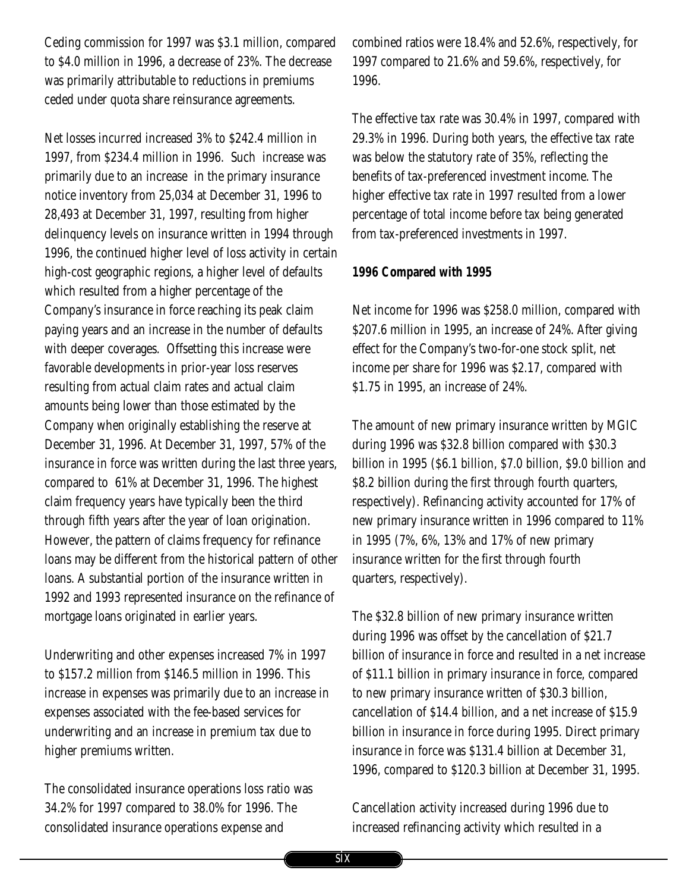Ceding commission for 1997 was \$3.1 million, compared to \$4.0 million in 1996, a decrease of 23%. The decrease was primarily attributable to reductions in premiums ceded under quota share reinsurance agreements.

Net losses incurred increased 3% to \$242.4 million in 1997, from \$234.4 million in 1996. Such increase was primarily due to an increase in the primary insurance notice inventory from 25,034 at December 31, 1996 to 28,493 at December 31, 1997, resulting from higher delinquency levels on insurance written in 1994 through 1996, the continued higher level of loss activity in certain high-cost geographic regions, a higher level of defaults which resulted from a higher percentage of the Company's insurance in force reaching its peak claim paying years and an increase in the number of defaults with deeper coverages. Offsetting this increase were favorable developments in prior-year loss reserves resulting from actual claim rates and actual claim amounts being lower than those estimated by the Company when originally establishing the reserve at December 31, 1996. At December 31, 1997, 57% of the insurance in force was written during the last three years, compared to 61% at December 31, 1996. The highest claim frequency years have typically been the third through fifth years after the year of loan origination. However, the pattern of claims frequency for refinance loans may be different from the historical pattern of other loans. A substantial portion of the insurance written in 1992 and 1993 represented insurance on the refinance of mortgage loans originated in earlier years.

Underwriting and other expenses increased 7% in 1997 to \$157.2 million from \$146.5 million in 1996. This increase in expenses was primarily due to an increase in expenses associated with the fee-based services for underwriting and an increase in premium tax due to higher premiums written.

The consolidated insurance operations loss ratio was 34.2% for 1997 compared to 38.0% for 1996. The consolidated insurance operations expense and combined ratios were 18.4% and 52.6%, respectively, for 1997 compared to 21.6% and 59.6%, respectively, for 1996.

The effective tax rate was 30.4% in 1997, compared with 29.3% in 1996. During both years, the effective tax rate was below the statutory rate of 35%, reflecting the benefits of tax-preferenced investment income. The higher effective tax rate in 1997 resulted from a lower percentage of total income before tax being generated from tax-preferenced investments in 1997.

**1996 Compared with 1995**

Net income for 1996 was \$258.0 million, compared with \$207.6 million in 1995, an increase of 24%. After giving effect for the Company's two-for-one stock split, net income per share for 1996 was \$2.17, compared with \$1.75 in 1995, an increase of 24%.

The amount of new primary insurance written by MGIC during 1996 was \$32.8 billion compared with \$30.3 billion in 1995 (\$6.1 billion, \$7.0 billion, \$9.0 billion and \$8.2 billion during the first through fourth quarters, respectively). Refinancing activity accounted for 17% of new primary insurance written in 1996 compared to 11% in 1995 (7%, 6%, 13% and 17% of new primary insurance written for the first through fourth quarters, respectively).

The \$32.8 billion of new primary insurance written during 1996 was offset by the cancellation of \$21.7 billion of insurance in force and resulted in a net increase of \$11.1 billion in primary insurance in force, compared to new primary insurance written of \$30.3 billion, cancellation of \$14.4 billion, and a net increase of \$15.9 billion in insurance in force during 1995. Direct primary insurance in force was \$131.4 billion at December 31, 1996, compared to \$120.3 billion at December 31, 1995.

Cancellation activity increased during 1996 due to increased refinancing activity which resulted in a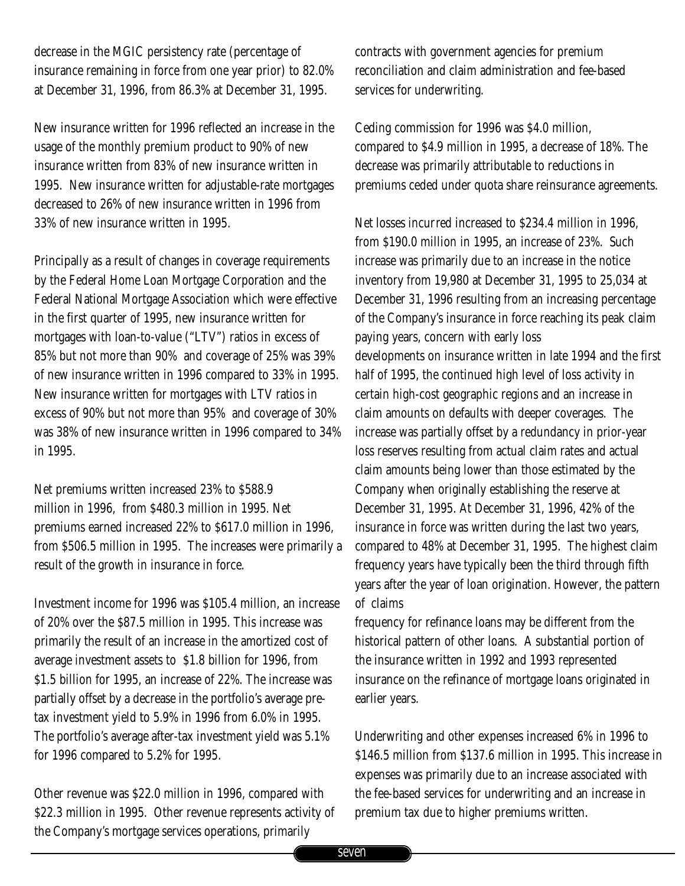decrease in the MGIC persistency rate (percentage of insurance remaining in force from one year prior) to 82.0% at December 31, 1996, from 86.3% at December 31, 1995.

New insurance written for 1996 reflected an increase in the usage of the monthly premium product to 90% of new insurance written from 83% of new insurance written in 1995. New insurance written for adjustable-rate mortgages decreased to 26% of new insurance written in 1996 from 33% of new insurance written in 1995.

Principally as a result of changes in coverage requirements by the Federal Home Loan Mortgage Corporation and the Federal National Mortgage Association which were effective in the first quarter of 1995, new insurance written for mortgages with loan-to-value ("LTV") ratios in excess of 85% but not more than 90% and coverage of 25% was 39% of new insurance written in 1996 compared to 33% in 1995. New insurance written for mortgages with LTV ratios in excess of 90% but not more than 95% and coverage of 30% was 38% of new insurance written in 1996 compared to 34% in 1995.

Net premiums written increased 23% to $588.9 million in 1996, from $480.3 million in 1995. Net premiums earned increased 22% to $617.0 million in 1996, from $506.5 million in 1995. The increases were primarily a result of the growth in insurance in force.

Investment income for 1996 was $105.4 million, an increase of 20% over the $87.5 million in 1995. This increase was primarily the result of an increase in the amortized cost of average investment assets to $1.8 billion for 1996, from $1.5 billion for 1995, an increase of 22%. The increase was partially offset by a decrease in the portfolio's average pre-tax investment yield to 5.9% in 1996 from 6.0% in 1995. The portfolio's average after-tax investment yield was 5.1% for 1996 compared to 5.2% for 1995.

Other revenue was $22.0 million in 1996, compared with $22.3 million in 1995. Other revenue represents activity of the Company's mortgage services operations, primarily contracts with government agencies for premium reconciliation and claim administration and fee-based services for underwriting.

Ceding commission for 1996 was $4.0 million, compared to $4.9 million in 1995, a decrease of 18%. The decrease was primarily attributable to reductions in premiums ceded under quota share reinsurance agreements.

Net losses incurred increased to $234.4 million in 1996, from $190.0 million in 1995, an increase of 23%. Such increase was primarily due to an increase in the notice inventory from 19,980 at December 31, 1995 to 25,034 at December 31, 1996 resulting from an increasing percentage of the Company's insurance in force reaching its peak claim paying years, concern with early loss developments on insurance written in late 1994 and the first half of 1995, the continued high level of loss activity in certain high-cost geographic regions and an increase in claim amounts on defaults with deeper coverages. The increase was partially offset by a redundancy in prior-year loss reserves resulting from actual claim rates and actual claim amounts being lower than those estimated by the Company when originally establishing the reserve at December 31, 1995. At December 31, 1996, 42% of the insurance in force was written during the last two years, compared to 48% at December 31, 1995. The highest claim frequency years have typically been the third through fifth years after the year of loan origination. However, the pattern of claims frequency for refinance loans may be different from the historical pattern of other loans. A substantial portion of the insurance written in 1992 and 1993 represented insurance on the refinance of mortgage loans originated in earlier years.

Underwriting and other expenses increased 6% in 1996 to $146.5 million from $137.6 million in 1995. This increase in expenses was primarily due to an increase associated with the fee-based services for underwriting and an increase in premium tax due to higher premiums written.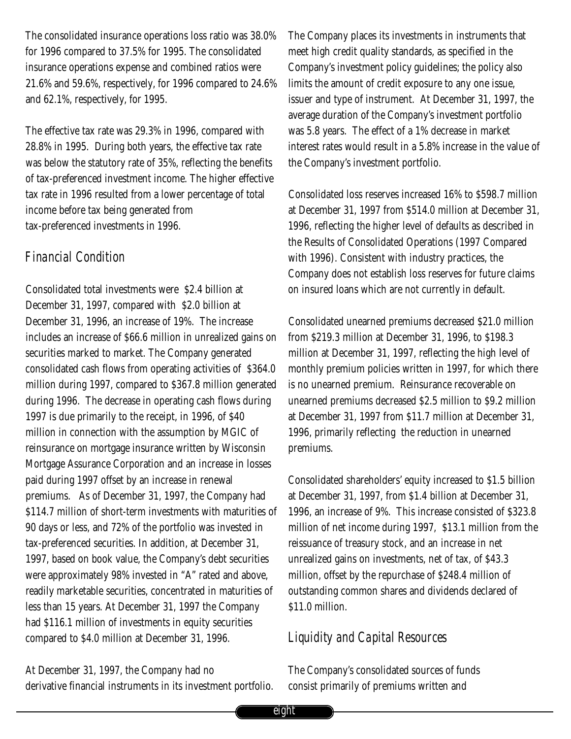The consolidated insurance operations loss ratio was 38.0% for 1996 compared to 37.5% for 1995. The consolidated insurance operations expense and combined ratios were 21.6% and 59.6%, respectively, for 1996 compared to 24.6% and 62.1%, respectively, for 1995.

The effective tax rate was 29.3% in 1996, compared with 28.8% in 1995. During both years, the effective tax rate was below the statutory rate of 35%, reflecting the benefits of tax-preferenced investment income. The higher effective tax rate in 1996 resulted from a lower percentage of total income before tax being generated from tax-preferenced investments in 1996.

## *Financial Condition*

Consolidated total investments were $2.4 billion at December 31, 1997, compared with $2.0 billion at December 31, 1996, an increase of 19%. The increase includes an increase of $66.6 million in unrealized gains on securities marked to market. The Company generated consolidated cash flows from operating activities of $364.0 million during 1997, compared to $367.8 million generated during 1996. The decrease in operating cash flows during 1997 is due primarily to the receipt, in 1996, of $40 million in connection with the assumption by MGIC of reinsurance on mortgage insurance written by Wisconsin Mortgage Assurance Corporation and an increase in losses paid during 1997 offset by an increase in renewal premiums. As of December 31, 1997, the Company had $114.7 million of short-term investments with maturities of 90 days or less, and 72% of the portfolio was invested in tax-preferenced securities. In addition, at December 31, 1997, based on book value, the Company's debt securities were approximately 98% invested in "A" rated and above, readily marketable securities, concentrated in maturities of less than 15 years. At December 31, 1997 the Company had $116.1 million of investments in equity securities compared to $4.0 million at December 31, 1996.

At December 31, 1997, the Company had no derivative financial instruments in its investment portfolio. The Company places its investments in instruments that meet high credit quality standards, as specified in the Company's investment policy guidelines; the policy also limits the amount of credit exposure to any one issue, issuer and type of instrument. At December 31, 1997, the average duration of the Company's investment portfolio was 5.8 years. The effect of a 1% decrease in market interest rates would result in a 5.8% increase in the value of the Company's investment portfolio.

Consolidated loss reserves increased 16% to $598.7 million at December 31, 1997 from $514.0 million at December 31, 1996, reflecting the higher level of defaults as described in the Results of Consolidated Operations (1997 Compared with 1996). Consistent with industry practices, the Company does not establish loss reserves for future claims on insured loans which are not currently in default.

Consolidated unearned premiums decreased $21.0 million from $219.3 million at December 31, 1996, to $198.3 million at December 31, 1997, reflecting the high level of monthly premium policies written in 1997, for which there is no unearned premium. Reinsurance recoverable on unearned premiums decreased $2.5 million to $9.2 million at December 31, 1997 from $11.7 million at December 31, 1996, primarily reflecting the reduction in unearned premiums.

Consolidated shareholders' equity increased to $1.5 billion at December 31, 1997, from $1.4 billion at December 31, 1996, an increase of 9%. This increase consisted of $323.8 million of net income during 1997, $13.1 million from the reissuance of treasury stock, and an increase in net unrealized gains on investments, net of tax, of $43.3 million, offset by the repurchase of $248.4 million of outstanding common shares and dividends declared of $11.0 million.

## *Liquidity and Capital Resources*

The Company's consolidated sources of funds consist primarily of premiums written and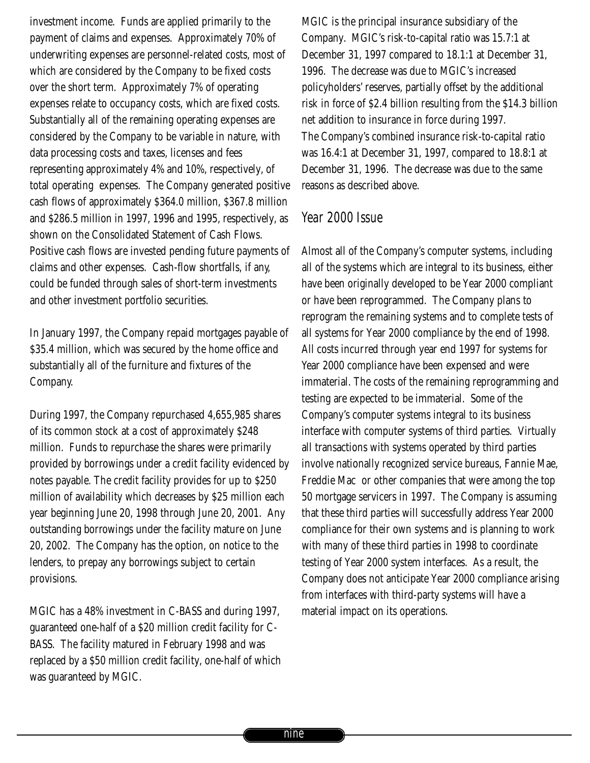investment income. Funds are applied primarily to the payment of claims and expenses. Approximately 70% of underwriting expenses are personnel-related costs, most of which are considered by the Company to be fixed costs over the short term. Approximately 7% of operating expenses relate to occupancy costs, which are fixed costs. Substantially all of the remaining operating expenses are considered by the Company to be variable in nature, with data processing costs and taxes, licenses and fees representing approximately 4% and 10%, respectively, of total operating expenses. The Company generated positive cash flows of approximately $364.0 million, $367.8 million and $286.5 million in 1997, 1996 and 1995, respectively, as shown on the Consolidated Statement of Cash Flows. Positive cash flows are invested pending future payments of claims and other expenses. Cash-flow shortfalls, if any, could be funded through sales of short-term investments and other investment portfolio securities.

In January 1997, the Company repaid mortgages payable of $35.4 million, which was secured by the home office and substantially all of the furniture and fixtures of the Company.

During 1997, the Company repurchased 4,655,985 shares of its common stock at a cost of approximately $248 million. Funds to repurchase the shares were primarily provided by borrowings under a credit facility evidenced by notes payable. The credit facility provides for up to $250 million of availability which decreases by $25 million each year beginning June 20, 1998 through June 20, 2001. Any outstanding borrowings under the facility mature on June 20, 2002. The Company has the option, on notice to the lenders, to prepay any borrowings subject to certain provisions.

MGIC has a 48% investment in C-BASS and during 1997, guaranteed one-half of a $20 million credit facility for C-BASS. The facility matured in February 1998 and was replaced by a $50 million credit facility, one-half of which was guaranteed by MGIC.

MGIC is the principal insurance subsidiary of the Company. MGIC's risk-to-capital ratio was 15.7:1 at December 31, 1997 compared to 18.1:1 at December 31, 1996. The decrease was due to MGIC's increased policyholders' reserves, partially offset by the additional risk in force of $2.4 billion resulting from the $14.3 billion net addition to insurance in force during 1997. The Company's combined insurance risk-to-capital ratio was 16.4:1 at December 31, 1997, compared to 18.8:1 at December 31, 1996. The decrease was due to the same reasons as described above.

## Year 2000 Issue

Almost all of the Company's computer systems, including all of the systems which are integral to its business, either have been originally developed to be Year 2000 compliant or have been reprogrammed. The Company plans to reprogram the remaining systems and to complete tests of all systems for Year 2000 compliance by the end of 1998. All costs incurred through year end 1997 for systems for Year 2000 compliance have been expensed and were immaterial. The costs of the remaining reprogramming and testing are expected to be immaterial. Some of the Company's computer systems integral to its business interface with computer systems of third parties. Virtually all transactions with systems operated by third parties involve nationally recognized service bureaus, Fannie Mae, Freddie Mac or other companies that were among the top 50 mortgage servicers in 1997. The Company is assuming that these third parties will successfully address Year 2000 compliance for their own systems and is planning to work with many of these third parties in 1998 to coordinate testing of Year 2000 system interfaces. As a result, the Company does not anticipate Year 2000 compliance arising from interfaces with third-party systems will have a material impact on its operations.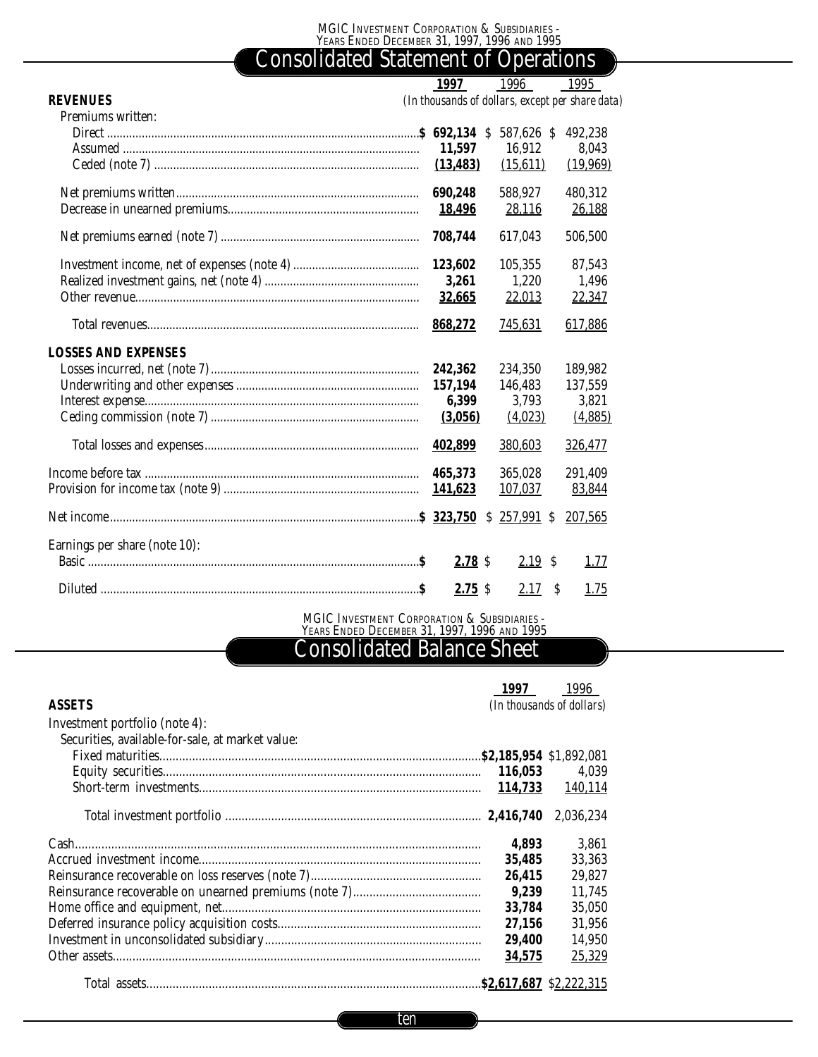MGIC Investment Corporation & Subsidiaries - Years Ended December 31, 1997, 1996 and 1995

## Consolidated Statement of Operations

| | **1997** | 1996 | 1995 |
|---|---|---|---|
| **REVENUES** | *(In thousands of dollars, except per share data)* | | |
| Premiums written: | | | |
| Direct | **$ 692,134** | $ 587,626 | $ 492,238 |
| Assumed | **11,597** | 16,912 | 8,043 |
| Ceded (note 7) | **(13,483)** | (15,611) | (19,969) |
| Net premiums written | **690,248** | 588,927 | 480,312 |
| Decrease in unearned premiums | **18,496** | 28,116 | 26,188 |
| Net premiums earned (note 7) | **708,744** | 617,043 | 506,500 |
| Investment income, net of expenses (note 4) | **123,602** | 105,355 | 87,543 |
| Realized investment gains, net (note 4) | **3,261** | 1,220 | 1,496 |
| Other revenue | **32,665** | 22,013 | 22,347 |
| Total revenues | **868,272** | 745,631 | 617,886 |
| **LOSSES AND EXPENSES** | | | |
| Losses incurred, net (note 7) | **242,362** | 234,350 | 189,982 |
| Underwriting and other expenses | **157,194** | 146,483 | 137,559 |
| Interest expense | **6,399** | 3,793 | 3,821 |
| Ceding commission (note 7) | **(3,056)** | (4,023) | (4,885) |
| Total losses and expenses | **402,899** | 380,603 | 326,477 |
| Income before tax | **465,373** | 365,028 | 291,409 |
| Provision for income tax (note 9) | **141,623** | 107,037 | 83,844 |
| Net income | **$ 323,750** | $ 257,991 | $ 207,565 |
| Earnings per share (note 10): | | | |
| Basic | **$ 2.78** | $ 2.19 | $ 1.77 |
| Diluted | **$ 2.75** | $ 2.17 | $ 1.75 |

MGIC Investment Corporation & Subsidiaries - Years Ended December 31, 1997, 1996 and 1995

## Consolidated Balance Sheet

| | **1997** | 1996 |
|---|---|---|
| **ASSETS** | *(In thousands of dollars)* | |
| Investment portfolio (note 4): | | |
| Securities, available-for-sale, at market value: | | |
| Fixed maturities | **$2,185,954** | $1,892,081 |
| Equity securities | **116,053** | 4,039 |
| Short-term investments | **114,733** | 140,114 |
| Total investment portfolio | **2,416,740** | 2,036,234 |
| Cash | **4,893** | 3,861 |
| Accrued investment income | **35,485** | 33,363 |
| Reinsurance recoverable on loss reserves (note 7) | **26,415** | 29,827 |
| Reinsurance recoverable on unearned premiums (note 7) | **9,239** | 11,745 |
| Home office and equipment, net | **33,784** | 35,050 |
| Deferred insurance policy acquisition costs | **27,156** | 31,956 |
| Investment in unconsolidated subsidiary | **29,400** | 14,950 |
| Other assets | **34,575** | 25,329 |
| Total assets | **$2,617,687** | $2,222,315 |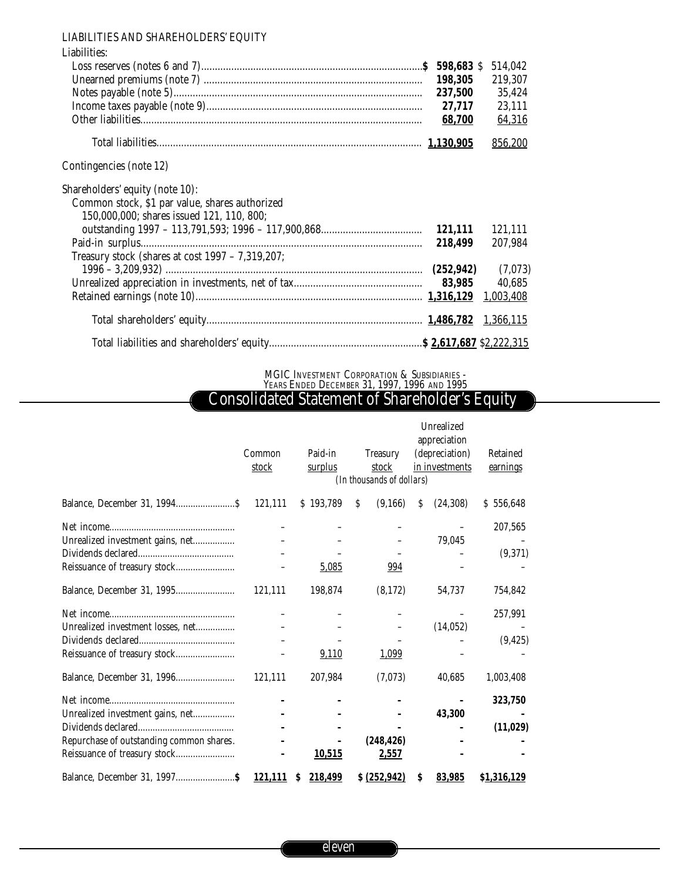LIABILITIES AND SHAREHOLDERS' EQUITY

| | 1997 | 1996 |
|---|---|---|
| Liabilities: | | |
| Loss reserves (notes 6 and 7) | **$ 598,683** | $ 514,042 |
| Unearned premiums (note 7) | **198,305** | 219,307 |
| Notes payable (note 5) | **237,500** | 35,424 |
| Income taxes payable (note 9) | **27,717** | 23,111 |
| Other liabilities | **68,700** | 64,316 |
| Total liabilities | **1,130,905** | 856,200 |
| Contingencies (note 12) | | |
| Shareholders' equity (note 10): | | |
| Common stock, $1 par value, shares authorized 150,000,000; shares issued 121, 110, 800; outstanding 1997 – 113,791,593; 1996 – 117,900,868 | **121,111** | 121,111 |
| Paid-in surplus | **218,499** | 207,984 |
| Treasury stock (shares at cost 1997 – 7,319,207; 1996 – 3,209,932) | **(252,942)** | (7,073) |
| Unrealized appreciation in investments, net of tax | **83,985** | 40,685 |
| Retained earnings (note 10) | **1,316,129** | 1,003,408 |
| Total shareholders' equity | **1,486,782** | 1,366,115 |
| Total liabilities and shareholders' equity | **$ 2,617,687** | $2,222,315 |

MGIC INVESTMENT CORPORATION & SUBSIDIARIES - YEARS ENDED DECEMBER 31, 1997, 1996 AND 1995

# Consolidated Statement of Shareholder's Equity

*(In thousands of dollars)*

| | Common stock | Paid-in surplus | Treasury stock | Unrealized appreciation (depreciation) in investments | Retained earnings |
|---|---|---|---|---|---|
| Balance, December 31, 1994 | $ 121,111 | $ 193,789 | $ (9,166) | $ (24,308) | $ 556,648 |
| Net income | – | – | – | – | 207,565 |
| Unrealized investment gains, net | – | – | – | 79,045 | – |
| Dividends declared | – | – | – | – | (9,371) |
| Reissuance of treasury stock | – | 5,085 | 994 | – | – |
| Balance, December 31, 1995 | 121,111 | 198,874 | (8,172) | 54,737 | 754,842 |
| Net income | – | – | – | – | 257,991 |
| Unrealized investment losses, net | – | – | – | (14,052) | – |
| Dividends declared | – | – | – | – | (9,425) |
| Reissuance of treasury stock | – | 9,110 | 1,099 | – | – |
| Balance, December 31, 1996 | 121,111 | 207,984 | (7,073) | 40,685 | 1,003,408 |
| Net income | **-** | **-** | **-** | **-** | **323,750** |
| Unrealized investment gains, net | **-** | **-** | **-** | **43,300** | **-** |
| Dividends declared | **-** | **-** | **-** | **-** | **(11,029)** |
| Repurchase of outstanding common shares | **-** | **-** | **(248,426)** | **-** | **-** |
| Reissuance of treasury stock | **-** | **10,515** | **2,557** | **-** | **-** |
| Balance, December 31, 1997 | **$ 121,111** | **$ 218,499** | **$ (252,942)** | **$ 83,985** | **$1,316,129** |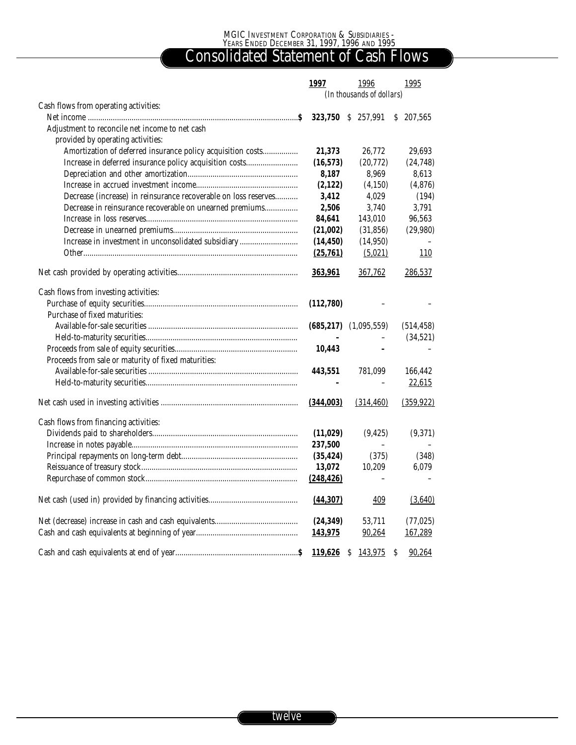MGIC Investment Corporation & Subsidiaries - Years Ended December 31, 1997, 1996 and 1995

# Consolidated Statement of Cash Flows

| | 1997 | 1996 | 1995 |
|---|---|---|---|
| | *(In thousands of dollars)* | | |
| Cash flows from operating activities: | | | |
| Net income | **$ 323,750** | $ 257,991 | $ 207,565 |
| Adjustment to reconcile net income to net cash provided by operating activities: | | | |
| Amortization of deferred insurance policy acquisition costs | **21,373** | 26,772 | 29,693 |
| Increase in deferred insurance policy acquisition costs | **(16,573)** | (20,772) | (24,748) |
| Depreciation and other amortization | **8,187** | 8,969 | 8,613 |
| Increase in accrued investment income | **(2,122)** | (4,150) | (4,876) |
| Decrease (increase) in reinsurance recoverable on loss reserves | **3,412** | 4,029 | (194) |
| Decrease in reinsurance recoverable on unearned premiums | **2,506** | 3,740 | 3,791 |
| Increase in loss reserves | **84,641** | 143,010 | 96,563 |
| Decrease in unearned premiums | **(21,002)** | (31,856) | (29,980) |
| Increase in investment in unconsolidated subsidiary | **(14,450)** | (14,950) | – |
| Other | **(25,761)** | (5,021) | 110 |
| Net cash provided by operating activities | **363,961** | 367,762 | 286,537 |
| Cash flows from investing activities: | | | |
| Purchase of equity securities | **(112,780)** | – | – |
| Purchase of fixed maturities: | | | |
| Available-for-sale securities | **(685,217)** | (1,095,559) | (514,458) |
| Held-to-maturity securities | **-** | – | (34,521) |
| Proceeds from sale of equity securities | **10,443** | **-** | – |
| Proceeds from sale or maturity of fixed maturities: | | | |
| Available-for-sale securities | **443,551** | 781,099 | 166,442 |
| Held-to-maturity securities | **-** | – | 22,615 |
| Net cash used in investing activities | **(344,003)** | (314,460) | (359,922) |
| Cash flows from financing activities: | | | |
| Dividends paid to shareholders | **(11,029)** | (9,425) | (9,371) |
| Increase in notes payable | **237,500** | – | – |
| Principal repayments on long-term debt | **(35,424)** | (375) | (348) |
| Reissuance of treasury stock | **13,072** | 10,209 | 6,079 |
| Repurchase of common stock | **(248,426)** | – | – |
| Net cash (used in) provided by financing activities | **(44,307)** | 409 | (3,640) |
| Net (decrease) increase in cash and cash equivalents | **(24,349)** | 53,711 | (77,025) |
| Cash and cash equivalents at beginning of year | **143,975** | 90,264 | 167,289 |
| Cash and cash equivalents at end of year | **$ 119,626** | $ 143,975 | $ 90,264 |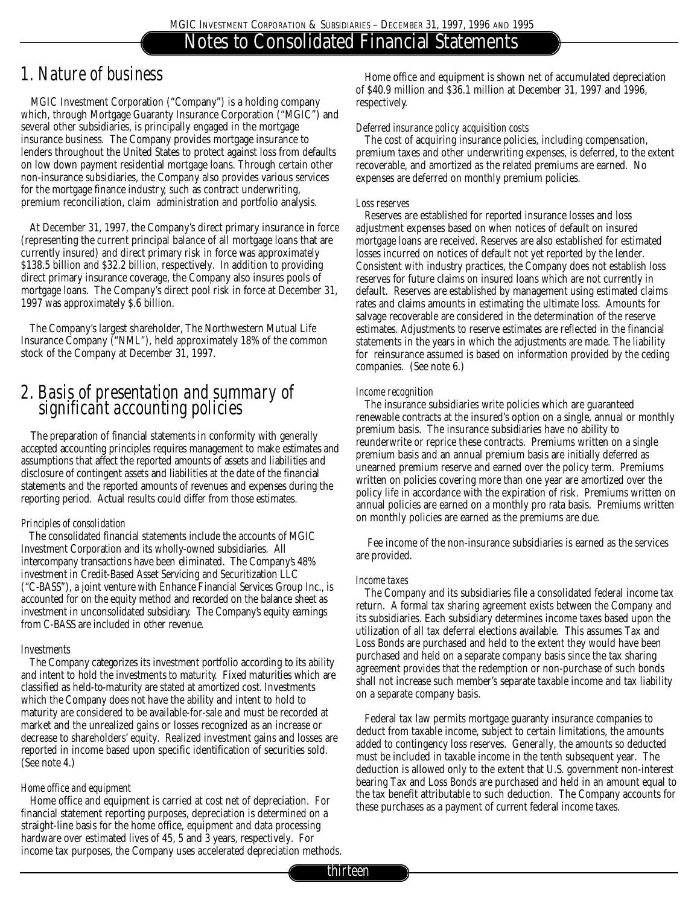# Notes to Consolidated Financial Statements

## 1. Nature of business

MGIC Investment Corporation ("Company") is a holding company which, through Mortgage Guaranty Insurance Corporation ("MGIC") and several other subsidiaries, is principally engaged in the mortgage insurance business. The Company provides mortgage insurance to lenders throughout the United States to protect against loss from defaults on low down payment residential mortgage loans. Through certain other non-insurance subsidiaries, the Company also provides various services for the mortgage finance industry, such as contract underwriting, premium reconciliation, claim administration and portfolio analysis.

At December 31, 1997, the Company's direct primary insurance in force (representing the current principal balance of all mortgage loans that are currently insured) and direct primary risk in force was approximately $138.5 billion and $32.2 billion, respectively. In addition to providing direct primary insurance coverage, the Company also insures pools of mortgage loans. The Company's direct pool risk in force at December 31, 1997 was approximately $.6 billion.

The Company's largest shareholder, The Northwestern Mutual Life Insurance Company ("NML"), held approximately 18% of the common stock of the Company at December 31, 1997.

## 2. Basis of presentation and summary of significant accounting policies

The preparation of financial statements in conformity with generally accepted accounting principles requires management to make estimates and assumptions that affect the reported amounts of assets and liabilities and disclosure of contingent assets and liabilities at the date of the financial statements and the reported amounts of revenues and expenses during the reporting period. Actual results could differ from those estimates.

*Principles of consolidation*

The consolidated financial statements include the accounts of MGIC Investment Corporation and its wholly-owned subsidiaries. All intercompany transactions have been eliminated. The Company's 48% investment in Credit-Based Asset Servicing and Securitization LLC ("C-BASS"), a joint venture with Enhance Financial Services Group Inc., is accounted for on the equity method and recorded on the balance sheet as investment in unconsolidated subsidiary. The Company's equity earnings from C-BASS are included in other revenue.

*Investments*

The Company categorizes its investment portfolio according to its ability and intent to hold the investments to maturity. Fixed maturities which are classified as held-to-maturity are stated at amortized cost. Investments which the Company does not have the ability and intent to hold to maturity are considered to be available-for-sale and must be recorded at market and the unrealized gains or losses recognized as an increase or decrease to shareholders' equity. Realized investment gains and losses are reported in income based upon specific identification of securities sold. (See note 4.)

*Home office and equipment*

Home office and equipment is carried at cost net of depreciation. For financial statement reporting purposes, depreciation is determined on a straight-line basis for the home office, equipment and data processing hardware over estimated lives of 45, 5 and 3 years, respectively. For income tax purposes, the Company uses accelerated depreciation methods.

Home office and equipment is shown net of accumulated depreciation of $40.9 million and $36.1 million at December 31, 1997 and 1996, respectively.

*Deferred insurance policy acquisition costs*

The cost of acquiring insurance policies, including compensation, premium taxes and other underwriting expenses, is deferred, to the extent recoverable, and amortized as the related premiums are earned. No expenses are deferred on monthly premium policies.

*Loss reserves*

Reserves are established for reported insurance losses and loss adjustment expenses based on when notices of default on insured mortgage loans are received. Reserves are also established for estimated losses incurred on notices of default not yet reported by the lender. Consistent with industry practices, the Company does not establish loss reserves for future claims on insured loans which are not currently in default. Reserves are established by management using estimated claims rates and claims amounts in estimating the ultimate loss. Amounts for salvage recoverable are considered in the determination of the reserve estimates. Adjustments to reserve estimates are reflected in the financial statements in the years in which the adjustments are made. The liability for reinsurance assumed is based on information provided by the ceding companies. (See note 6.)

*Income recognition*

The insurance subsidiaries write policies which are guaranteed renewable contracts at the insured's option on a single, annual or monthly premium basis. The insurance subsidiaries have no ability to reunderwrite or reprice these contracts. Premiums written on a single premium basis and an annual premium basis are initially deferred as unearned premium reserve and earned over the policy term. Premiums written on policies covering more than one year are amortized over the policy life in accordance with the expiration of risk. Premiums written on annual policies are earned on a monthly pro rata basis. Premiums written on monthly policies are earned as the premiums are due.

Fee income of the non-insurance subsidiaries is earned as the services are provided.

*Income taxes*

The Company and its subsidiaries file a consolidated federal income tax return. A formal tax sharing agreement exists between the Company and its subsidiaries. Each subsidiary determines income taxes based upon the utilization of all tax deferral elections available. This assumes Tax and Loss Bonds are purchased and held to the extent they would have been purchased and held on a separate company basis since the tax sharing agreement provides that the redemption or non-purchase of such bonds shall not increase such member's separate taxable income and tax liability on a separate company basis.

Federal tax law permits mortgage guaranty insurance companies to deduct from taxable income, subject to certain limitations, the amounts added to contingency loss reserves. Generally, the amounts so deducted must be included in taxable income in the tenth subsequent year. The deduction is allowed only to the extent that U.S. government non-interest bearing Tax and Loss Bonds are purchased and held in an amount equal to the tax benefit attributable to such deduction. The Company accounts for these purchases as a payment of current federal income taxes.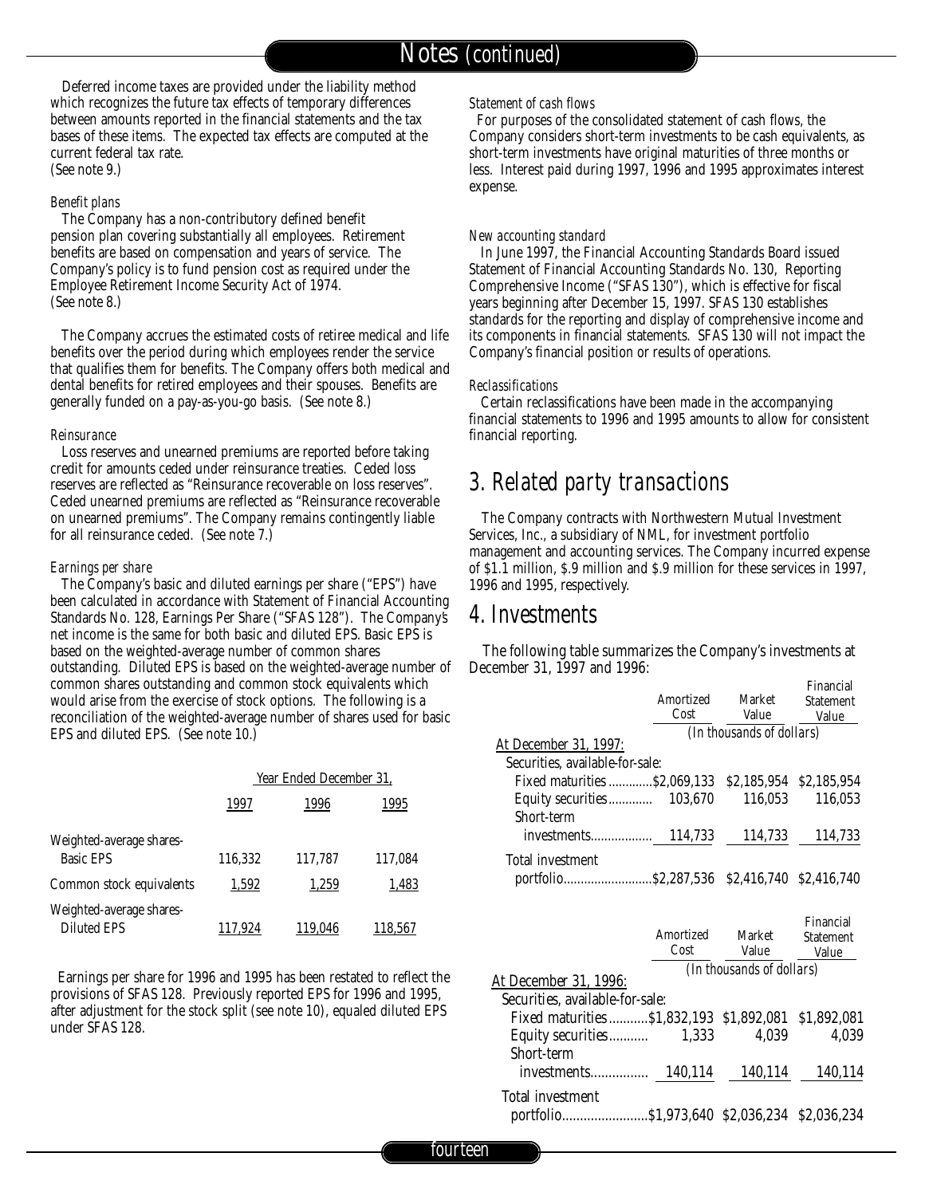Deferred income taxes are provided under the liability method which recognizes the future tax effects of temporary differences between amounts reported in the financial statements and the tax bases of these items. The expected tax effects are computed at the current federal tax rate. (See note 9.)

*Benefit plans*

The Company has a non-contributory defined benefit pension plan covering substantially all employees. Retirement benefits are based on compensation and years of service. The Company's policy is to fund pension cost as required under the Employee Retirement Income Security Act of 1974. (See note 8.)

The Company accrues the estimated costs of retiree medical and life benefits over the period during which employees render the service that qualifies them for benefits. The Company offers both medical and dental benefits for retired employees and their spouses. Benefits are generally funded on a pay-as-you-go basis. (See note 8.)

*Reinsurance*

Loss reserves and unearned premiums are reported before taking credit for amounts ceded under reinsurance treaties. Ceded loss reserves are reflected as "Reinsurance recoverable on loss reserves". Ceded unearned premiums are reflected as "Reinsurance recoverable on unearned premiums". The Company remains contingently liable for all reinsurance ceded. (See note 7.)

*Earnings per share*

The Company's basic and diluted earnings per share ("EPS") have been calculated in accordance with Statement of Financial Accounting Standards No. 128, Earnings Per Share ("SFAS 128"). The Company's net income is the same for both basic and diluted EPS. Basic EPS is based on the weighted-average number of common shares outstanding. Diluted EPS is based on the weighted-average number of common shares outstanding and common stock equivalents which would arise from the exercise of stock options. The following is a reconciliation of the weighted-average number of shares used for basic EPS and diluted EPS. (See note 10.)

| | Year Ended December 31, | | |
|---|---|---|---|
| | 1997 | 1996 | 1995 |
| Weighted-average shares-Basic EPS | 116,332 | 117,787 | 117,084 |
| Common stock equivalents | 1,592 | 1,259 | 1,483 |
| Weighted-average shares-Diluted EPS | 117,924 | 119,046 | 118,567 |

Earnings per share for 1996 and 1995 has been restated to reflect the provisions of SFAS 128. Previously reported EPS for 1996 and 1995, after adjustment for the stock split (see note 10), equaled diluted EPS under SFAS 128.

*Statement of cash flows*

For purposes of the consolidated statement of cash flows, the Company considers short-term investments to be cash equivalents, as short-term investments have original maturities of three months or less. Interest paid during 1997, 1996 and 1995 approximates interest expense.

*New accounting standard*

In June 1997, the Financial Accounting Standards Board issued Statement of Financial Accounting Standards No. 130, Reporting Comprehensive Income ("SFAS 130"), which is effective for fiscal years beginning after December 15, 1997. SFAS 130 establishes standards for the reporting and display of comprehensive income and its components in financial statements. SFAS 130 will not impact the Company's financial position or results of operations.

*Reclassifications*

Certain reclassifications have been made in the accompanying financial statements to 1996 and 1995 amounts to allow for consistent financial reporting.

## 3. Related party transactions

The Company contracts with Northwestern Mutual Investment Services, Inc., a subsidiary of NML, for investment portfolio management and accounting services. The Company incurred expense of $1.1 million, $.9 million and $.9 million for these services in 1997, 1996 and 1995, respectively.

## 4. Investments

The following table summarizes the Company's investments at December 31, 1997 and 1996:

| | Amortized Cost | Market Value | Financial Statement Value |
|---|---|---|---|
| | *(In thousands of dollars)* | | |
| At December 31, 1997: | | | |
| Securities, available-for-sale: | | | |
| Fixed maturities | $2,069,133 | $2,185,954 | $2,185,954 |
| Equity securities | 103,670 | 116,053 | 116,053 |
| Short-term investments | 114,733 | 114,733 | 114,733 |
| Total investment portfolio | $2,287,536 | $2,416,740 | $2,416,740 |

| | Amortized Cost | Market Value | Financial Statement Value |
|---|---|---|---|
| | *(In thousands of dollars)* | | |
| At December 31, 1996: | | | |
| Securities, available-for-sale: | | | |
| Fixed maturities | $1,832,193 | $1,892,081 | $1,892,081 |
| Equity securities | 1,333 | 4,039 | 4,039 |
| Short-term investments | 140,114 | 140,114 | 140,114 |
| Total investment portfolio | $1,973,640 | $2,036,234 | $2,036,234 |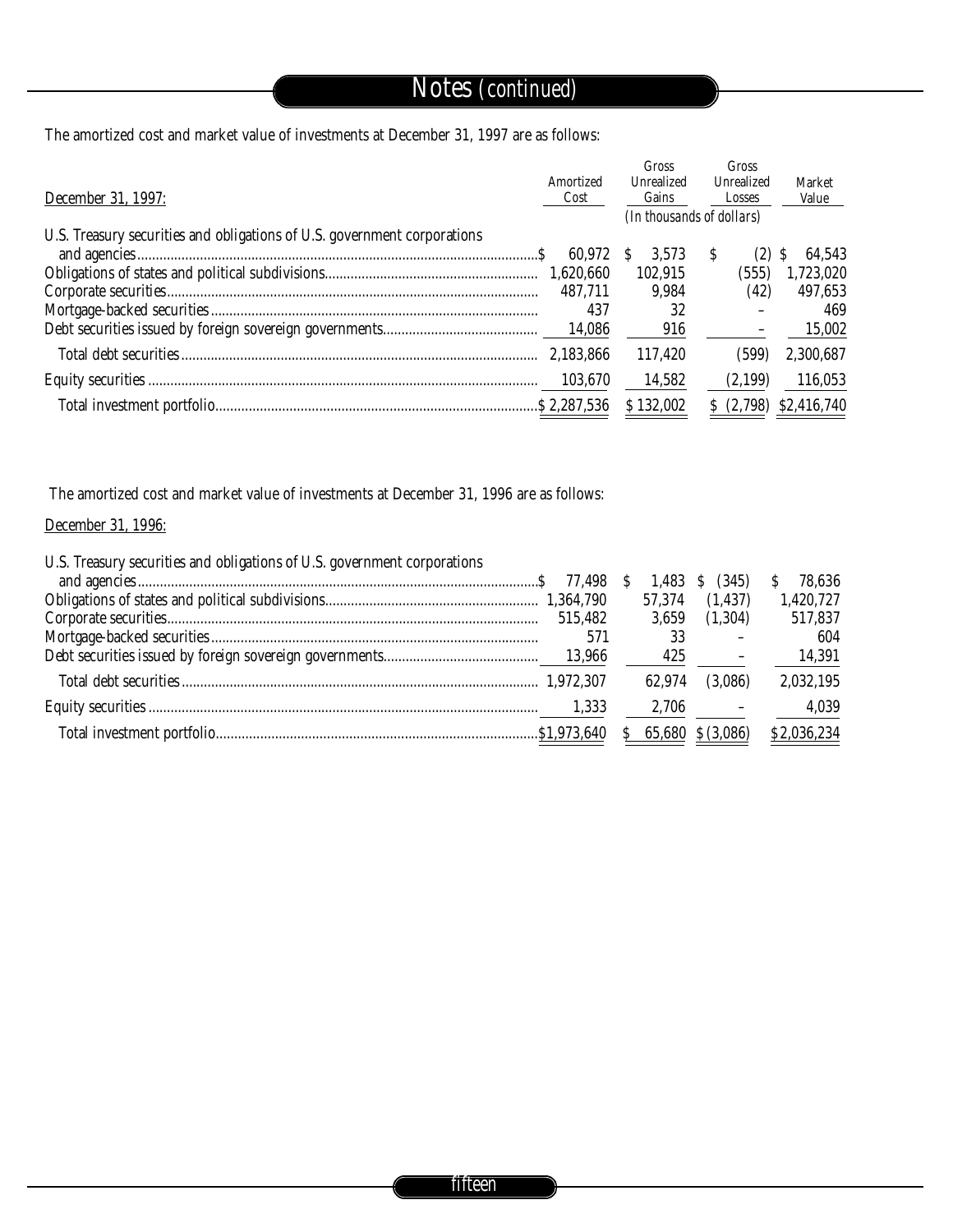## Notes *(continued)*

The amortized cost and market value of investments at December 31, 1997 are as follows:

| December 31, 1997: | Amortized Cost | Gross Unrealized Gains | Gross Unrealized Losses | Market Value |
|---|---|---|---|---|
| | *(In thousands of dollars)* | | | |
| U.S. Treasury securities and obligations of U.S. government corporations and agencies | $ 60,972 | $ 3,573 | $ (2) | $ 64,543 |
| Obligations of states and political subdivisions | 1,620,660 | 102,915 | (555) | 1,723,020 |
| Corporate securities | 487,711 | 9,984 | (42) | 497,653 |
| Mortgage-backed securities | 437 | 32 | – | 469 |
| Debt securities issued by foreign sovereign governments | 14,086 | 916 | – | 15,002 |
| Total debt securities | 2,183,866 | 117,420 | (599) | 2,300,687 |
| Equity securities | 103,670 | 14,582 | (2,199) | 116,053 |
| Total investment portfolio | $ 2,287,536 | $ 132,002 | $ (2,798) | $2,416,740 |

The amortized cost and market value of investments at December 31, 1996 are as follows:

| December 31, 1996: | Amortized Cost | Gross Unrealized Gains | Gross Unrealized Losses | Market Value |
|---|---|---|---|---|
| U.S. Treasury securities and obligations of U.S. government corporations and agencies | $ 77,498 | $ 1,483 | $ (345) | $ 78,636 |
| Obligations of states and political subdivisions | 1,364,790 | 57,374 | (1,437) | 1,420,727 |
| Corporate securities | 515,482 | 3,659 | (1,304) | 517,837 |
| Mortgage-backed securities | 571 | 33 | – | 604 |
| Debt securities issued by foreign sovereign governments | 13,966 | 425 | – | 14,391 |
| Total debt securities | 1,972,307 | 62,974 | (3,086) | 2,032,195 |
| Equity securities | 1,333 | 2,706 | – | 4,039 |
| Total investment portfolio | $1,973,640 | $ 65,680 | $ (3,086) | $2,036,234 |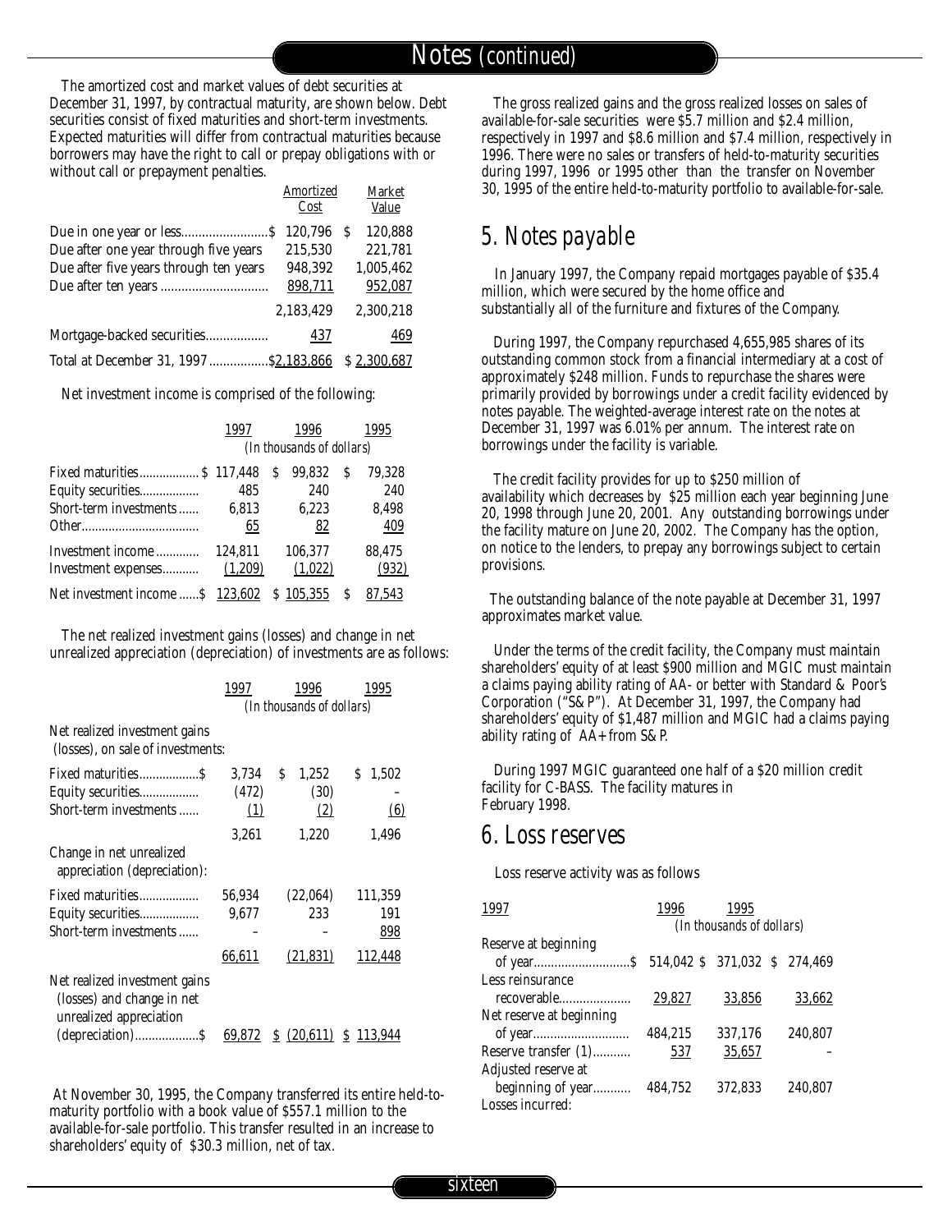The amortized cost and market values of debt securities at December 31, 1997, by contractual maturity, are shown below. Debt securities consist of fixed maturities and short-term investments. Expected maturities will differ from contractual maturities because borrowers may have the right to call or prepay obligations with or without call or prepayment penalties.

| | Amortized Cost | Market Value |
|---|---|---|
| Due in one year or less | $ 120,796 | $ 120,888 |
| Due after one year through five years | 215,530 | 221,781 |
| Due after five years through ten years | 948,392 | 1,005,462 |
| Due after ten years | 898,711 | 952,087 |
| | 2,183,429 | 2,300,218 |
| Mortgage-backed securities | 437 | 469 |
| Total at December 31, 1997 | $2,183,866 | $ 2,300,687 |

Net investment income is comprised of the following:

| | 1997 | 1996 | 1995 |
|---|---|---|---|
| | *(In thousands of dollars)* | | |
| Fixed maturities | $ 117,448 | $ 99,832 | $ 79,328 |
| Equity securities | 485 | 240 | 240 |
| Short-term investments | 6,813 | 6,223 | 8,498 |
| Other | 65 | 82 | 409 |
| Investment income | 124,811 | 106,377 | 88,475 |
| Investment expenses | (1,209) | (1,022) | (932) |
| Net investment income | $ 123,602 | $ 105,355 | $ 87,543 |

The net realized investment gains (losses) and change in net unrealized appreciation (depreciation) of investments are as follows:

| | 1997 | 1996 | 1995 |
|---|---|---|---|
| | *(In thousands of dollars)* | | |
| Net realized investment gains (losses), on sale of investments: | | | |
| Fixed maturities | $ 3,734 | $ 1,252 | $ 1,502 |
| Equity securities | (472) | (30) | – |
| Short-term investments | (1) | (2) | (6) |
| | 3,261 | 1,220 | 1,496 |
| Change in net unrealized appreciation (depreciation): | | | |
| Fixed maturities | 56,934 | (22,064) | 111,359 |
| Equity securities | 9,677 | 233 | 191 |
| Short-term investments | – | – | 898 |
| | 66,611 | (21,831) | 112,448 |
| Net realized investment gains (losses) and change in net unrealized appreciation (depreciation) | $ 69,872 | $ (20,611) | $ 113,944 |

At November 30, 1995, the Company transferred its entire held-to-maturity portfolio with a book value of $557.1 million to the available-for-sale portfolio. This transfer resulted in an increase to shareholders' equity of $30.3 million, net of tax.

The gross realized gains and the gross realized losses on sales of available-for-sale securities were $5.7 million and $2.4 million, respectively in 1997 and $8.6 million and $7.4 million, respectively in 1996. There were no sales or transfers of held-to-maturity securities during 1997, 1996 or 1995 other than the transfer on November 30, 1995 of the entire held-to-maturity portfolio to available-for-sale.

## 5. Notes payable

In January 1997, the Company repaid mortgages payable of $35.4 million, which were secured by the home office and substantially all of the furniture and fixtures of the Company.

During 1997, the Company repurchased 4,655,985 shares of its outstanding common stock from a financial intermediary at a cost of approximately $248 million. Funds to repurchase the shares were primarily provided by borrowings under a credit facility evidenced by notes payable. The weighted-average interest rate on the notes at December 31, 1997 was 6.01% per annum. The interest rate on borrowings under the facility is variable.

The credit facility provides for up to $250 million of availability which decreases by $25 million each year beginning June 20, 1998 through June 20, 2001. Any outstanding borrowings under the facility mature on June 20, 2002. The Company has the option, on notice to the lenders, to prepay any borrowings subject to certain provisions.

The outstanding balance of the note payable at December 31, 1997 approximates market value.

Under the terms of the credit facility, the Company must maintain shareholders' equity of at least $900 million and MGIC must maintain a claims paying ability rating of AA- or better with Standard & Poor's Corporation ("S&P"). At December 31, 1997, the Company had shareholders' equity of $1,487 million and MGIC had a claims paying ability rating of AA+ from S&P.

During 1997 MGIC guaranteed one half of a $20 million credit facility for C-BASS. The facility matures in February 1998.

## 6. Loss reserves

Loss reserve activity was as follows

| | 1997 | 1996 | 1995 |
|---|---|---|---|
| | *(In thousands of dollars)* | | |
| Reserve at beginning of year | $ 514,042 | $ 371,032 | $ 274,469 |
| Less reinsurance recoverable | 29,827 | 33,856 | 33,662 |
| Net reserve at beginning of year | 484,215 | 337,176 | 240,807 |
| Reserve transfer (1) | 537 | 35,657 | – |
| Adjusted reserve at beginning of year | 484,752 | 372,833 | 240,807 |
| Losses incurred: | | | |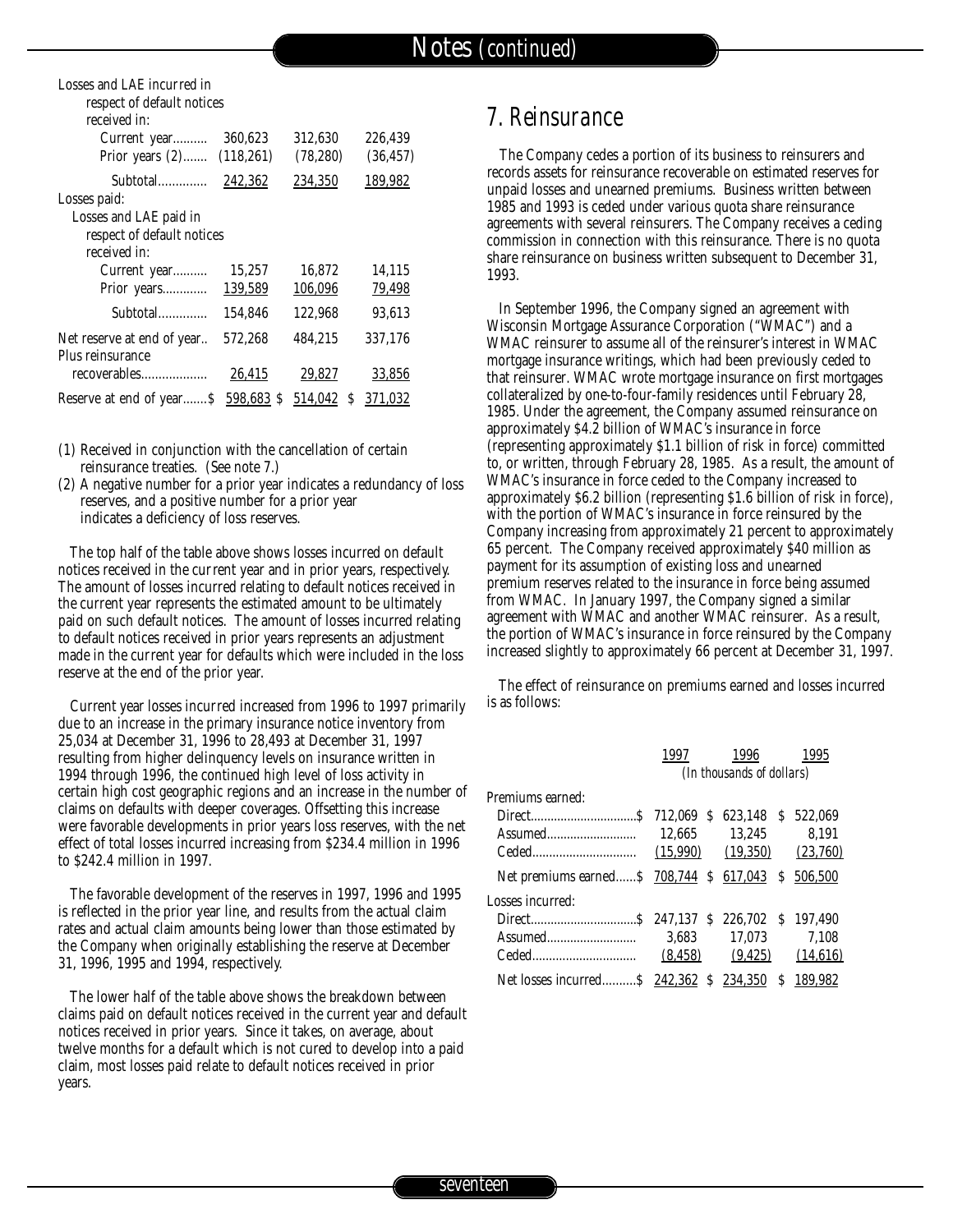| | | | |
|---|---|---|---|
| Losses and LAE incurred in respect of default notices received in: | | | |
| Current year | 360,623 | 312,630 | 226,439 |
| Prior years (2) | (118,261) | (78,280) | (36,457) |
| Subtotal | 242,362 | 234,350 | 189,982 |
| Losses paid: | | | |
| Losses and LAE paid in respect of default notices received in: | | | |
| Current year | 15,257 | 16,872 | 14,115 |
| Prior years | 139,589 | 106,096 | 79,498 |
| Subtotal | 154,846 | 122,968 | 93,613 |
| Net reserve at end of year | 572,268 | 484,215 | 337,176 |
| Plus reinsurance recoverables | 26,415 | 29,827 | 33,856 |
| Reserve at end of year | $ 598,683 | $ 514,042 | $ 371,032 |

(1) Received in conjunction with the cancellation of certain reinsurance treaties. (See note 7.)

(2) A negative number for a prior year indicates a redundancy of loss reserves, and a positive number for a prior year indicates a deficiency of loss reserves.

The top half of the table above shows losses incurred on default notices received in the current year and in prior years, respectively. The amount of losses incurred relating to default notices received in the current year represents the estimated amount to be ultimately paid on such default notices. The amount of losses incurred relating to default notices received in prior years represents an adjustment made in the current year for defaults which were included in the loss reserve at the end of the prior year.

Current year losses incurred increased from 1996 to 1997 primarily due to an increase in the primary insurance notice inventory from 25,034 at December 31, 1996 to 28,493 at December 31, 1997 resulting from higher delinquency levels on insurance written in 1994 through 1996, the continued high level of loss activity in certain high cost geographic regions and an increase in the number of claims on defaults with deeper coverages. Offsetting this increase were favorable developments in prior years loss reserves, with the net effect of total losses incurred increasing from $234.4 million in 1996 to $242.4 million in 1997.

The favorable development of the reserves in 1997, 1996 and 1995 is reflected in the prior year line, and results from the actual claim rates and actual claim amounts being lower than those estimated by the Company when originally establishing the reserve at December 31, 1996, 1995 and 1994, respectively.

The lower half of the table above shows the breakdown between claims paid on default notices received in the current year and default notices received in prior years. Since it takes, on average, about twelve months for a default which is not cured to develop into a paid claim, most losses paid relate to default notices received in prior years.

# 7. Reinsurance

The Company cedes a portion of its business to reinsurers and records assets for reinsurance recoverable on estimated reserves for unpaid losses and unearned premiums. Business written between 1985 and 1993 is ceded under various quota share reinsurance agreements with several reinsurers. The Company receives a ceding commission in connection with this reinsurance. There is no quota share reinsurance on business written subsequent to December 31, 1993.

In September 1996, the Company signed an agreement with Wisconsin Mortgage Assurance Corporation ("WMAC") and a WMAC reinsurer to assume all of the reinsurer's interest in WMAC mortgage insurance writings, which had been previously ceded to that reinsurer. WMAC wrote mortgage insurance on first mortgages collateralized by one-to-four-family residences until February 28, 1985. Under the agreement, the Company assumed reinsurance on approximately $4.2 billion of WMAC's insurance in force (representing approximately $1.1 billion of risk in force) committed to, or written, through February 28, 1985. As a result, the amount of WMAC's insurance in force ceded to the Company increased to approximately $6.2 billion (representing $1.6 billion of risk in force), with the portion of WMAC's insurance in force reinsured by the Company increasing from approximately 21 percent to approximately 65 percent. The Company received approximately $40 million as payment for its assumption of existing loss and unearned premium reserves related to the insurance in force being assumed from WMAC. In January 1997, the Company signed a similar agreement with WMAC and another WMAC reinsurer. As a result, the portion of WMAC's insurance in force reinsured by the Company increased slightly to approximately 66 percent at December 31, 1997.

The effect of reinsurance on premiums earned and losses incurred is as follows:

| | 1997 | 1996 | 1995 |
|---|---|---|---|
| | *(In thousands of dollars)* | | |
| Premiums earned: | | | |
| Direct | $ 712,069 | $ 623,148 | $ 522,069 |
| Assumed | 12,665 | 13,245 | 8,191 |
| Ceded | (15,990) | (19,350) | (23,760) |
| Net premiums earned | $ 708,744 | $ 617,043 | $ 506,500 |
| Losses incurred: | | | |
| Direct | $ 247,137 | $ 226,702 | $ 197,490 |
| Assumed | 3,683 | 17,073 | 7,108 |
| Ceded | (8,458) | (9,425) | (14,616) |
| Net losses incurred | $ 242,362 | $ 234,350 | $ 189,982 |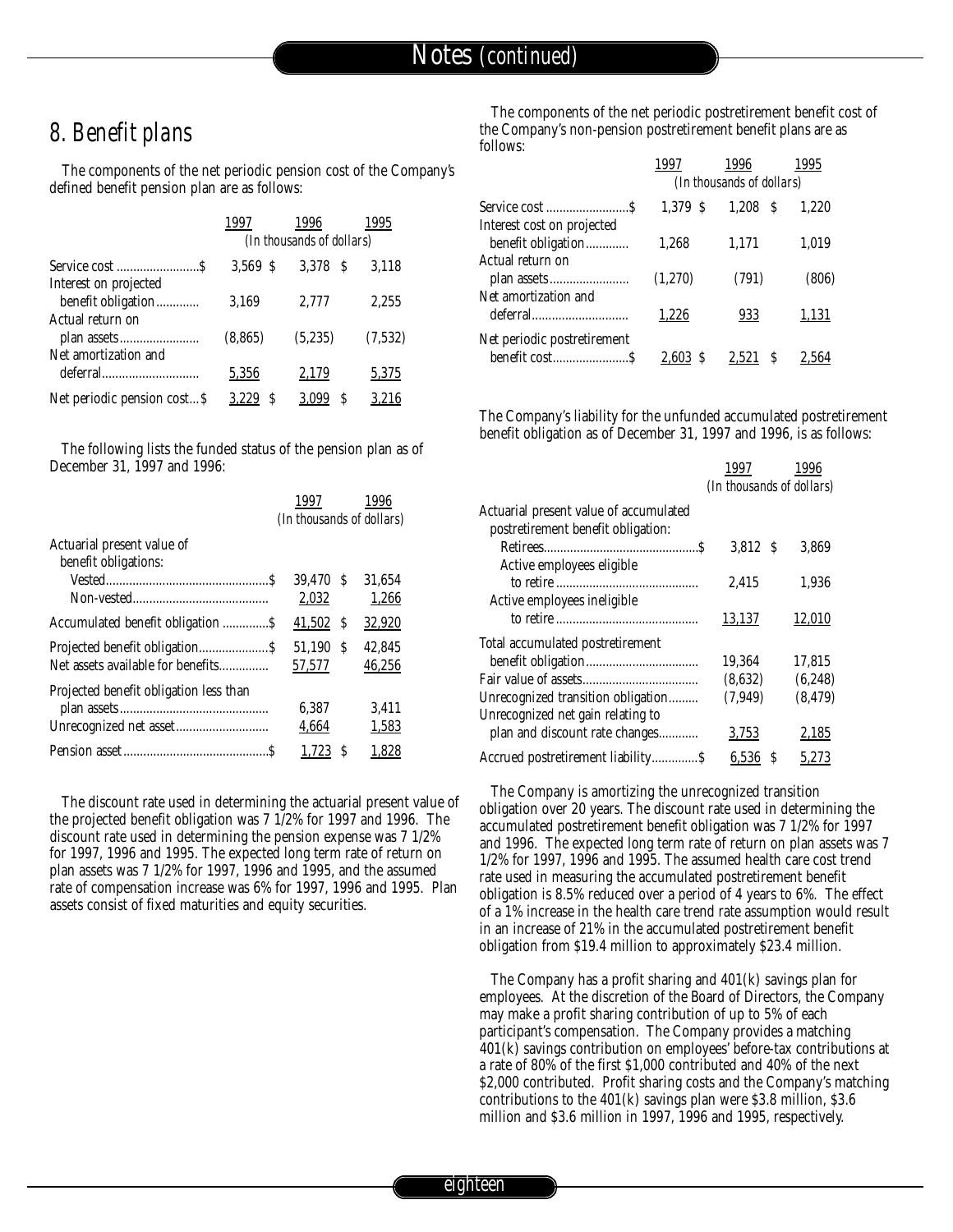## 8. Benefit plans

The components of the net periodic pension cost of the Company's defined benefit pension plan are as follows:

| | 1997 | 1996 | 1995 |
|---|---|---|---|
| | *(In thousands of dollars)* | | |
| Service cost | $ 3,569 | $ 3,378 | $ 3,118 |
| Interest on projected benefit obligation | 3,169 | 2,777 | 2,255 |
| Actual return on plan assets | (8,865) | (5,235) | (7,532) |
| Net amortization and deferral | 5,356 | 2,179 | 5,375 |
| Net periodic pension cost | $ 3,229 | $ 3,099 | $ 3,216 |

The following lists the funded status of the pension plan as of December 31, 1997 and 1996:

| | 1997 | 1996 |
|---|---|---|
| | *(In thousands of dollars)* | |
| Actuarial present value of benefit obligations: | | |
| Vested | $ 39,470 | $ 31,654 |
| Non-vested | 2,032 | 1,266 |
| Accumulated benefit obligation | $ 41,502 | $ 32,920 |
| Projected benefit obligation | $ 51,190 | $ 42,845 |
| Net assets available for benefits | 57,577 | 46,256 |
| Projected benefit obligation less than plan assets | 6,387 | 3,411 |
| Unrecognized net asset | 4,664 | 1,583 |
| Pension asset | $ 1,723 | $ 1,828 |

The discount rate used in determining the actuarial present value of the projected benefit obligation was 7 1/2% for 1997 and 1996. The discount rate used in determining the pension expense was 7 1/2% for 1997, 1996 and 1995. The expected long term rate of return on plan assets was 7 1/2% for 1997, 1996 and 1995, and the assumed rate of compensation increase was 6% for 1997, 1996 and 1995. Plan assets consist of fixed maturities and equity securities.

The components of the net periodic postretirement benefit cost of the Company's non-pension postretirement benefit plans are as follows:

| | 1997 | 1996 | 1995 |
|---|---|---|---|
| | *(In thousands of dollars)* | | |
| Service cost | $ 1,379 | $ 1,208 | $ 1,220 |
| Interest cost on projected benefit obligation | 1,268 | 1,171 | 1,019 |
| Actual return on plan assets | (1,270) | (791) | (806) |
| Net amortization and deferral | 1,226 | 933 | 1,131 |
| Net periodic postretirement benefit cost | $ 2,603 | $ 2,521 | $ 2,564 |

The Company's liability for the unfunded accumulated postretirement benefit obligation as of December 31, 1997 and 1996, is as follows:

| | 1997 | 1996 |
|---|---|---|
| | *(In thousands of dollars)* | |
| Actuarial present value of accumulated postretirement benefit obligation: | | |
| Retirees | $ 3,812 | $ 3,869 |
| Active employees eligible to retire | 2,415 | 1,936 |
| Active employees ineligible to retire | 13,137 | 12,010 |
| Total accumulated postretirement benefit obligation | 19,364 | 17,815 |
| Fair value of assets | (8,632) | (6,248) |
| Unrecognized transition obligation | (7,949) | (8,479) |
| Unrecognized net gain relating to plan and discount rate changes | 3,753 | 2,185 |
| Accrued postretirement liability | $ 6,536 | $ 5,273 |

The Company is amortizing the unrecognized transition obligation over 20 years. The discount rate used in determining the accumulated postretirement benefit obligation was 7 1/2% for 1997 and 1996. The expected long term rate of return on plan assets was 7 1/2% for 1997, 1996 and 1995. The assumed health care cost trend rate used in measuring the accumulated postretirement benefit obligation is 8.5% reduced over a period of 4 years to 6%. The effect of a 1% increase in the health care trend rate assumption would result in an increase of 21% in the accumulated postretirement benefit obligation from $19.4 million to approximately $23.4 million.

The Company has a profit sharing and 401(k) savings plan for employees. At the discretion of the Board of Directors, the Company may make a profit sharing contribution of up to 5% of each participant's compensation. The Company provides a matching 401(k) savings contribution on employees' before-tax contributions at a rate of 80% of the first $1,000 contributed and 40% of the next $2,000 contributed. Profit sharing costs and the Company's matching contributions to the 401(k) savings plan were $3.8 million, $3.6 million and $3.6 million in 1997, 1996 and 1995, respectively.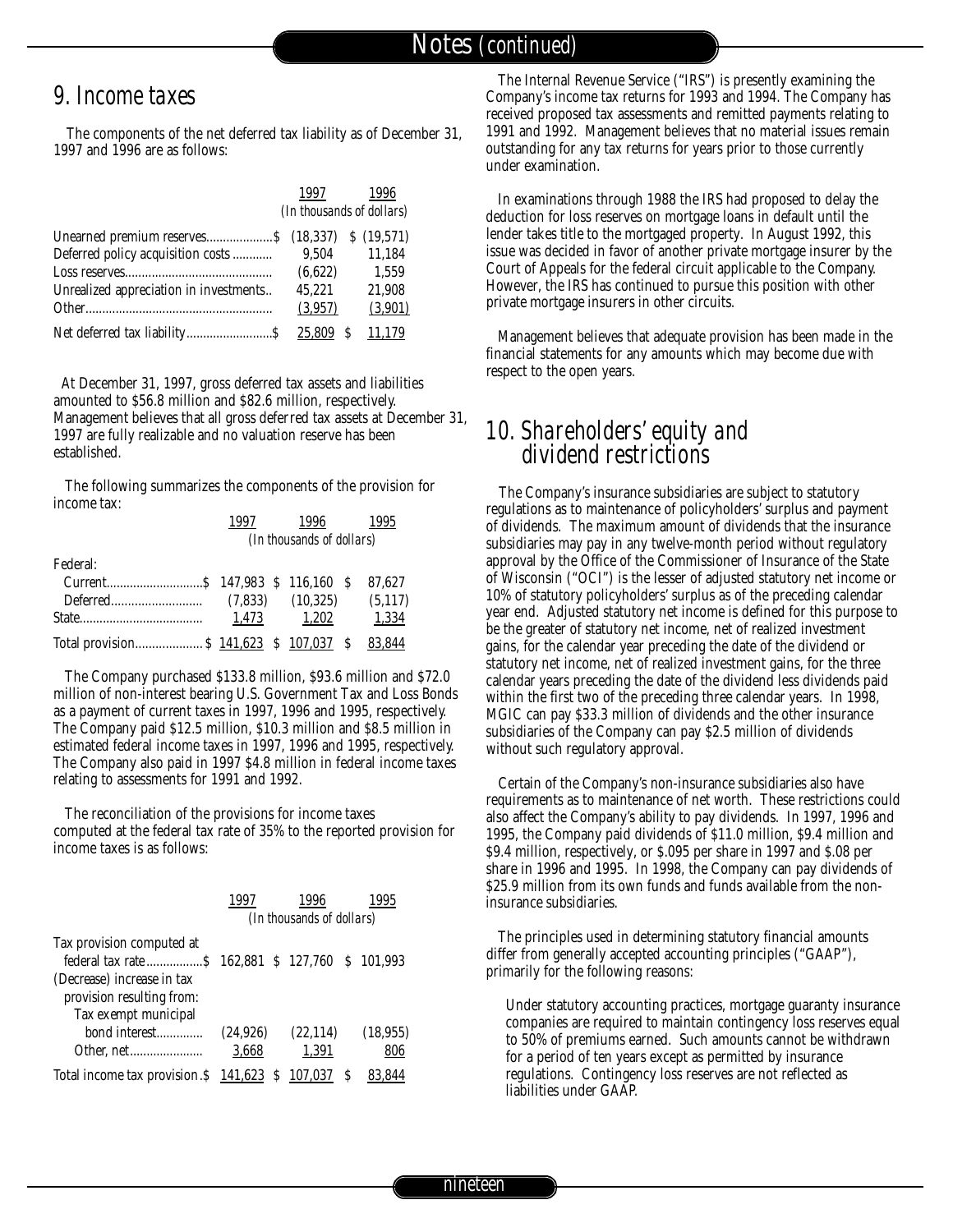# 9. Income taxes

The components of the net deferred tax liability as of December 31, 1997 and 1996 are as follows:

| | 1997 | 1996 |
|---|---|---|
| | *(In thousands of dollars)* | |
| Unearned premium reserves | $ (18,337) | $ (19,571) |
| Deferred policy acquisition costs | 9,504 | 11,184 |
| Loss reserves | (6,622) | 1,559 |
| Unrealized appreciation in investments | 45,221 | 21,908 |
| Other | (3,957) | (3,901) |
| Net deferred tax liability | $ 25,809 | $ 11,179 |

At December 31, 1997, gross deferred tax assets and liabilities amounted to $56.8 million and $82.6 million, respectively. Management believes that all gross deferred tax assets at December 31, 1997 are fully realizable and no valuation reserve has been established.

The following summarizes the components of the provision for income tax:

| | 1997 | 1996 | 1995 |
|---|---|---|---|
| | *(In thousands of dollars)* | | |
| Federal: | | | |
| Current | $ 147,983 | $ 116,160 | $ 87,627 |
| Deferred | (7,833) | (10,325) | (5,117) |
| State | 1,473 | 1,202 | 1,334 |
| Total provision | $ 141,623 | $ 107,037 | $ 83,844 |

The Company purchased $133.8 million, $93.6 million and $72.0 million of non-interest bearing U.S. Government Tax and Loss Bonds as a payment of current taxes in 1997, 1996 and 1995, respectively. The Company paid $12.5 million, $10.3 million and $8.5 million in estimated federal income taxes in 1997, 1996 and 1995, respectively. The Company also paid in 1997 $4.8 million in federal income taxes relating to assessments for 1991 and 1992.

The reconciliation of the provisions for income taxes computed at the federal tax rate of 35% to the reported provision for income taxes is as follows:

| | 1997 | 1996 | 1995 |
|---|---|---|---|
| | *(In thousands of dollars)* | | |
| Tax provision computed at federal tax rate | $ 162,881 | $ 127,760 | $ 101,993 |
| (Decrease) increase in tax provision resulting from: | | | |
| Tax exempt municipal bond interest | (24,926) | (22,114) | (18,955) |
| Other, net | 3,668 | 1,391 | 806 |
| Total income tax provision | $ 141,623 | $ 107,037 | $ 83,844 |

The Internal Revenue Service ("IRS") is presently examining the Company's income tax returns for 1993 and 1994. The Company has received proposed tax assessments and remitted payments relating to 1991 and 1992. Management believes that no material issues remain outstanding for any tax returns for years prior to those currently under examination.

In examinations through 1988 the IRS had proposed to delay the deduction for loss reserves on mortgage loans in default until the lender takes title to the mortgaged property. In August 1992, this issue was decided in favor of another private mortgage insurer by the Court of Appeals for the federal circuit applicable to the Company. However, the IRS has continued to pursue this position with other private mortgage insurers in other circuits.

Management believes that adequate provision has been made in the financial statements for any amounts which may become due with respect to the open years.

# 10. Shareholders' equity and dividend restrictions

The Company's insurance subsidiaries are subject to statutory regulations as to maintenance of policyholders' surplus and payment of dividends. The maximum amount of dividends that the insurance subsidiaries may pay in any twelve-month period without regulatory approval by the Office of the Commissioner of Insurance of the State of Wisconsin ("OCI") is the lesser of adjusted statutory net income or 10% of statutory policyholders' surplus as of the preceding calendar year end. Adjusted statutory net income is defined for this purpose to be the greater of statutory net income, net of realized investment gains, for the calendar year preceding the date of the dividend or statutory net income, net of realized investment gains, for the three calendar years preceding the date of the dividend less dividends paid within the first two of the preceding three calendar years. In 1998, MGIC can pay $33.3 million of dividends and the other insurance subsidiaries of the Company can pay $2.5 million of dividends without such regulatory approval.

Certain of the Company's non-insurance subsidiaries also have requirements as to maintenance of net worth. These restrictions could also affect the Company's ability to pay dividends. In 1997, 1996 and 1995, the Company paid dividends of $11.0 million, $9.4 million and $9.4 million, respectively, or $.095 per share in 1997 and $.08 per share in 1996 and 1995. In 1998, the Company can pay dividends of $25.9 million from its own funds and funds available from the non-insurance subsidiaries.

The principles used in determining statutory financial amounts differ from generally accepted accounting principles ("GAAP"), primarily for the following reasons:

Under statutory accounting practices, mortgage guaranty insurance companies are required to maintain contingency loss reserves equal to 50% of premiums earned. Such amounts cannot be withdrawn for a period of ten years except as permitted by insurance regulations. Contingency loss reserves are not reflected as liabilities under GAAP.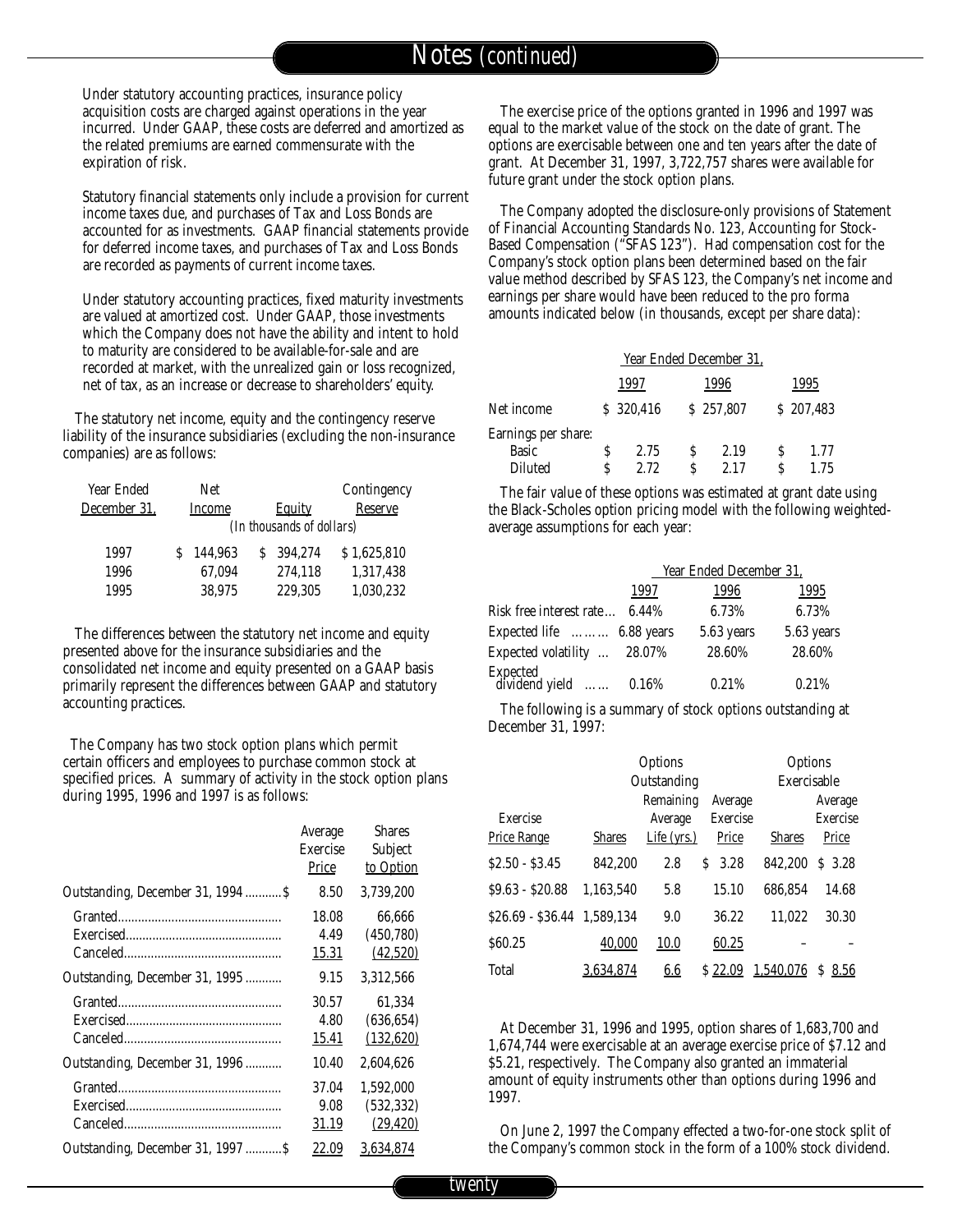Under statutory accounting practices, insurance policy acquisition costs are charged against operations in the year incurred. Under GAAP, these costs are deferred and amortized as the related premiums are earned commensurate with the expiration of risk.

Statutory financial statements only include a provision for current income taxes due, and purchases of Tax and Loss Bonds are accounted for as investments. GAAP financial statements provide for deferred income taxes, and purchases of Tax and Loss Bonds are recorded as payments of current income taxes.

Under statutory accounting practices, fixed maturity investments are valued at amortized cost. Under GAAP, those investments which the Company does not have the ability and intent to hold to maturity are considered to be available-for-sale and are recorded at market, with the unrealized gain or loss recognized, net of tax, as an increase or decrease to shareholders' equity.

The statutory net income, equity and the contingency reserve liability of the insurance subsidiaries (excluding the non-insurance companies) are as follows:

| Year Ended December 31, | Net Income | Equity | Contingency Reserve |
|---|---|---|---|
| | *(In thousands of dollars)* | | |
| 1997 | $ 144,963 | $ 394,274 | $ 1,625,810 |
| 1996 | 67,094 | 274,118 | 1,317,438 |
| 1995 | 38,975 | 229,305 | 1,030,232 |

The differences between the statutory net income and equity presented above for the insurance subsidiaries and the consolidated net income and equity presented on a GAAP basis primarily represent the differences between GAAP and statutory accounting practices.

The Company has two stock option plans which permit certain officers and employees to purchase common stock at specified prices. A summary of activity in the stock option plans during 1995, 1996 and 1997 is as follows:

| | Average Exercise Price | Shares Subject to Option |
|---|---|---|
| Outstanding, December 31, 1994 | $ 8.50 | 3,739,200 |
| Granted | 18.08 | 66,666 |
| Exercised | 4.49 | (450,780) |
| Canceled | 15.31 | (42,520) |
| Outstanding, December 31, 1995 | 9.15 | 3,312,566 |
| Granted | 30.57 | 61,334 |
| Exercised | 4.80 | (636,654) |
| Canceled | 15.41 | (132,620) |
| Outstanding, December 31, 1996 | 10.40 | 2,604,626 |
| Granted | 37.04 | 1,592,000 |
| Exercised | 9.08 | (532,332) |
| Canceled | 31.19 | (29,420) |
| Outstanding, December 31, 1997 | $ 22.09 | 3,634,874 |

The exercise price of the options granted in 1996 and 1997 was equal to the market value of the stock on the date of grant. The options are exercisable between one and ten years after the date of grant. At December 31, 1997, 3,722,757 shares were available for future grant under the stock option plans.

The Company adopted the disclosure-only provisions of Statement of Financial Accounting Standards No. 123, Accounting for Stock-Based Compensation ("SFAS 123"). Had compensation cost for the Company's stock option plans been determined based on the fair value method described by SFAS 123, the Company's net income and earnings per share would have been reduced to the pro forma amounts indicated below (in thousands, except per share data):

| | Year Ended December 31, 1997 | 1996 | 1995 |
|---|---|---|---|
| Net income | $ 320,416 | $ 257,807 | $ 207,483 |
| Earnings per share: | | | |
| Basic | $ 2.75 | $ 2.19 | $ 1.77 |
| Diluted | $ 2.72 | $ 2.17 | $ 1.75 |

The fair value of these options was estimated at grant date using the Black-Scholes option pricing model with the following weighted-average assumptions for each year:

| | Year Ended December 31, 1997 | 1996 | 1995 |
|---|---|---|---|
| Risk free interest rate | 6.44% | 6.73% | 6.73% |
| Expected life | 6.88 years | 5.63 years | 5.63 years |
| Expected volatility | 28.07% | 28.60% | 28.60% |
| Expected dividend yield | 0.16% | 0.21% | 0.21% |

The following is a summary of stock options outstanding at December 31, 1997:

| | Options Outstanding | | | Options Exercisable | |
|---|---|---|---|---|---|
| Exercise Price Range | Shares | Remaining Average Life (yrs.) | Average Exercise Price | Shares | Average Exercise Price |
| $2.50 - $3.45 | 842,200 | 2.8 | $ 3.28 | 842,200 | $ 3.28 |
| $9.63 - $20.88 | 1,163,540 | 5.8 | 15.10 | 686,854 | 14.68 |
| $26.69 - $36.44 | 1,589,134 | 9.0 | 36.22 | 11,022 | 30.30 |
| $60.25 | 40,000 | 10.0 | 60.25 | – | – |
| Total | 3,634,874 | 6.6 | $ 22.09 | 1,540,076 | $ 8.56 |

At December 31, 1996 and 1995, option shares of 1,683,700 and 1,674,744 were exercisable at an average exercise price of $7.12 and $5.21, respectively. The Company also granted an immaterial amount of equity instruments other than options during 1996 and 1997.

On June 2, 1997 the Company effected a two-for-one stock split of the Company's common stock in the form of a 100% stock dividend.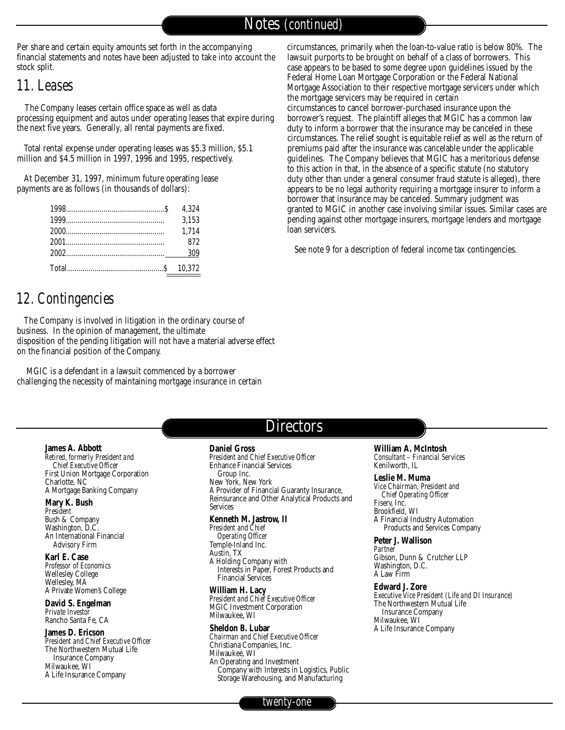# Notes (continued)

Per share and certain equity amounts set forth in the accompanying financial statements and notes have been adjusted to take into account the stock split.

## 11. Leases

The Company leases certain office space as well as data processing equipment and autos under operating leases that expire during the next five years. Generally, all rental payments are fixed.

Total rental expense under operating leases was $5.3 million, $5.1 million and $4.5 million in 1997, 1996 and 1995, respectively.

At December 31, 1997, minimum future operating lease payments are as follows (in thousands of dollars):

| | |
|---|---|
| 1998 | $ 4,324 |
| 1999 | 3,153 |
| 2000 | 1,714 |
| 2001 | 872 |
| 2002 | 309 |
| Total | $ 10,372 |

## 12. Contingencies

The Company is involved in litigation in the ordinary course of business. In the opinion of management, the ultimate disposition of the pending litigation will not have a material adverse effect on the financial position of the Company.

MGIC is a defendant in a lawsuit commenced by a borrower challenging the necessity of maintaining mortgage insurance in certain circumstances, primarily when the loan-to-value ratio is below 80%. The lawsuit purports to be brought on behalf of a class of borrowers. This case appears to be based to some degree upon guidelines issued by the Federal Home Loan Mortgage Corporation or the Federal National Mortgage Association to their respective mortgage servicers under which the mortgage servicers may be required in certain circumstances to cancel borrower-purchased insurance upon the borrower's request. The plaintiff alleges that MGIC has a common law duty to inform a borrower that the insurance may be canceled in these circumstances. The relief sought is equitable relief as well as the return of premiums paid after the insurance was cancelable under the applicable guidelines. The Company believes that MGIC has a meritorious defense to this action in that, in the absence of a specific statute (no statutory duty other than under a general consumer fraud statute is alleged), there appears to be no legal authority requiring a mortgage insurer to inform a borrower that insurance may be canceled. Summary judgment was granted to MGIC in another case involving similar issues. Similar cases are pending against other mortgage insurers, mortgage lenders and mortgage loan servicers.

See note 9 for a description of federal income tax contingencies.

# Directors

**James A. Abbott**
*Retired, formerly President and Chief Executive Officer*
First Union Mortgage Corporation
Charlotte, NC
A Mortgage Banking Company

**Mary K. Bush**
*President*
Bush & Company
Washington, D.C.
An International Financial Advisory Firm

**Karl E. Case**
*Professor of Economics*
Wellesley College
Wellesley, MA
A Private Women's College

**David S. Engelman**
*Private Investor*
Rancho Santa Fe, CA

**James D. Ericson**
*President and Chief Executive Officer*
The Northwestern Mutual Life Insurance Company
Milwaukee, WI
A Life Insurance Company

**Daniel Gross**
*President and Chief Executive Officer*
Enhance Financial Services Group Inc.
New York, New York
A Provider of Financial Guaranty Insurance, Reinsurance and Other Analytical Products and Services

**Kenneth M. Jastrow, II**
*President and Chief Operating Officer*
Temple-Inland Inc.
Austin, TX
A Holding Company with Interests in Paper, Forest Products and Financial Services

**William H. Lacy**
*President and Chief Executive Officer*
MGIC Investment Corporation
Milwaukee, WI

**Sheldon B. Lubar**
*Chairman and Chief Executive Officer*
Christiana Companies, Inc.
Milwaukee, WI
An Operating and Investment Company with Interests in Logistics, Public Storage Warehousing, and Manufacturing

**William A. McIntosh**
*Consultant – Financial Services*
Kenilworth, IL

**Leslie M. Muma**
*Vice Chairman, President and Chief Operating Officer*
Fiserv, Inc.
Brookfield, WI
A Financial Industry Automation Products and Services Company

**Peter J. Wallison**
*Partner*
Gibson, Dunn & Crutcher LLP
Washington, D.C.
A Law Firm

**Edward J. Zore**
*Executive Vice President (Life and DI Insurance)*
The Northwestern Mutual Life Insurance Company
Milwaukee, WI
A Life Insurance Company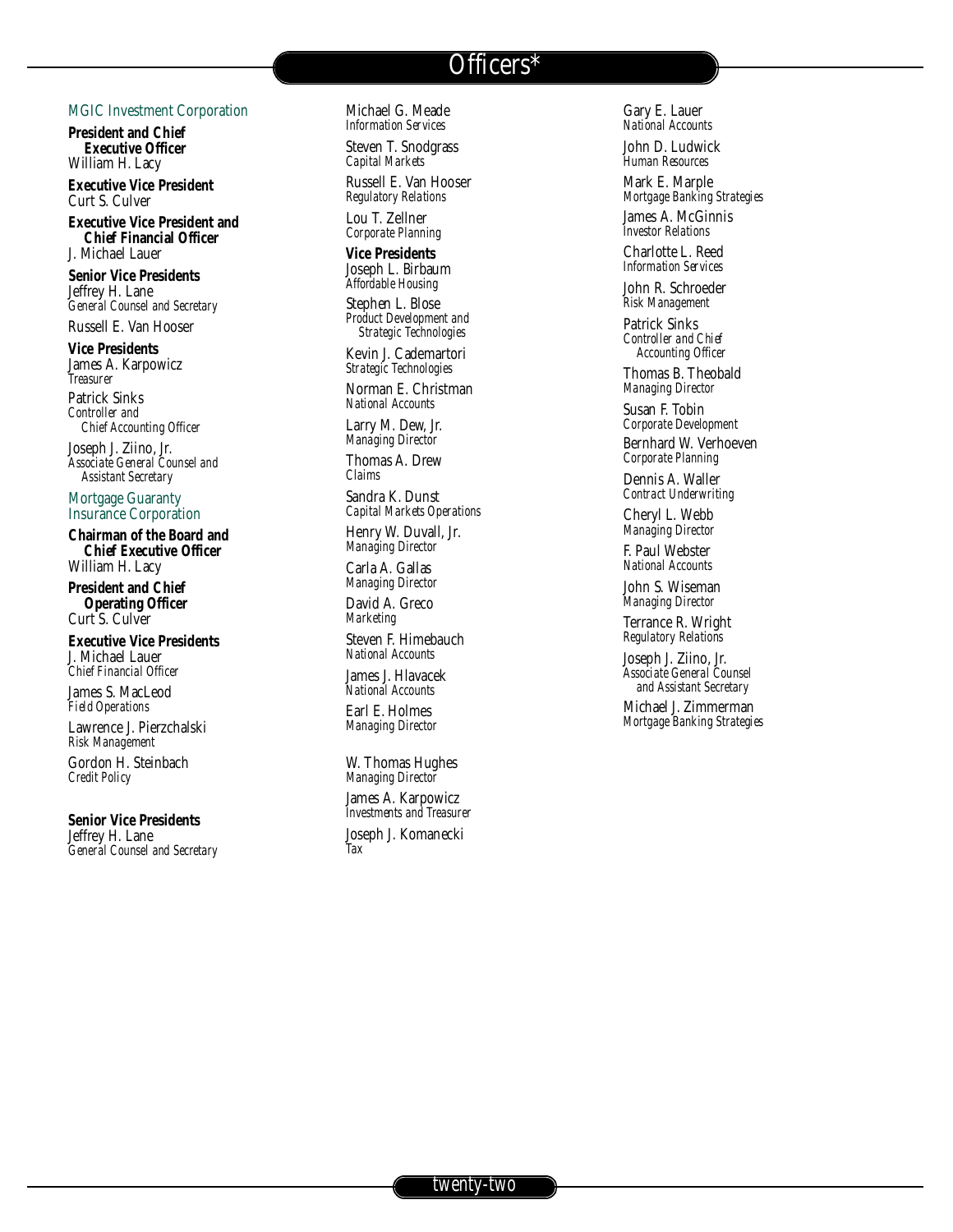# Officers*

## MGIC Investment Corporation

**President and Chief Executive Officer**
William H. Lacy

**Executive Vice President**
Curt S. Culver

**Executive Vice President and Chief Financial Officer**
J. Michael Lauer

**Senior Vice Presidents**
Jeffrey H. Lane
*General Counsel and Secretary*

Russell E. Van Hooser

**Vice Presidents**
James A. Karpowicz
*Treasurer*

Patrick Sinks
*Controller and Chief Accounting Officer*

Joseph J. Ziino, Jr.
*Associate General Counsel and Assistant Secretary*

## Mortgage Guaranty Insurance Corporation

**Chairman of the Board and Chief Executive Officer**
William H. Lacy

**President and Chief Operating Officer**
Curt S. Culver

**Executive Vice Presidents**
J. Michael Lauer
*Chief Financial Officer*

James S. MacLeod
*Field Operations*

Lawrence J. Pierzchalski
*Risk Management*

Gordon H. Steinbach
*Credit Policy*

**Senior Vice Presidents**
Jeffrey H. Lane
*General Counsel and Secretary*

Michael G. Meade
*Information Services*

Steven T. Snodgrass
*Capital Markets*

Russell E. Van Hooser
*Regulatory Relations*

Lou T. Zellner
*Corporate Planning*

**Vice Presidents**
Joseph L. Birbaum
*Affordable Housing*

Stephen L. Blose
*Product Development and Strategic Technologies*

Kevin J. Cademartori
*Strategic Technologies*

Norman E. Christman
*National Accounts*

Larry M. Dew, Jr.
*Managing Director*

Thomas A. Drew
*Claims*

Sandra K. Dunst
*Capital Markets Operations*

Henry W. Duvall, Jr.
*Managing Director*

Carla A. Gallas
*Managing Director*

David A. Greco
*Marketing*

Steven F. Himebauch
*National Accounts*

James J. Hlavacek
*National Accounts*

Earl E. Holmes
*Managing Director*

W. Thomas Hughes
*Managing Director*

James A. Karpowicz
*Investments and Treasurer*

Joseph J. Komanecki
*Tax*

Gary E. Lauer
*National Accounts*

John D. Ludwick
*Human Resources*

Mark E. Marple
*Mortgage Banking Strategies*

James A. McGinnis
*Investor Relations*

Charlotte L. Reed
*Information Services*

John R. Schroeder
*Risk Management*

Patrick Sinks
*Controller and Chief Accounting Officer*

Thomas B. Theobald
*Managing Director*

Susan F. Tobin
*Corporate Development*

Bernhard W. Verhoeven
*Corporate Planning*

Dennis A. Waller
*Contract Underwriting*

Cheryl L. Webb
*Managing Director*

F. Paul Webster
*National Accounts*

John S. Wiseman
*Managing Director*

Terrance R. Wright
*Regulatory Relations*

Joseph J. Ziino, Jr.
*Associate General Counsel and Assistant Secretary*

Michael J. Zimmerman
*Mortgage Banking Strategies*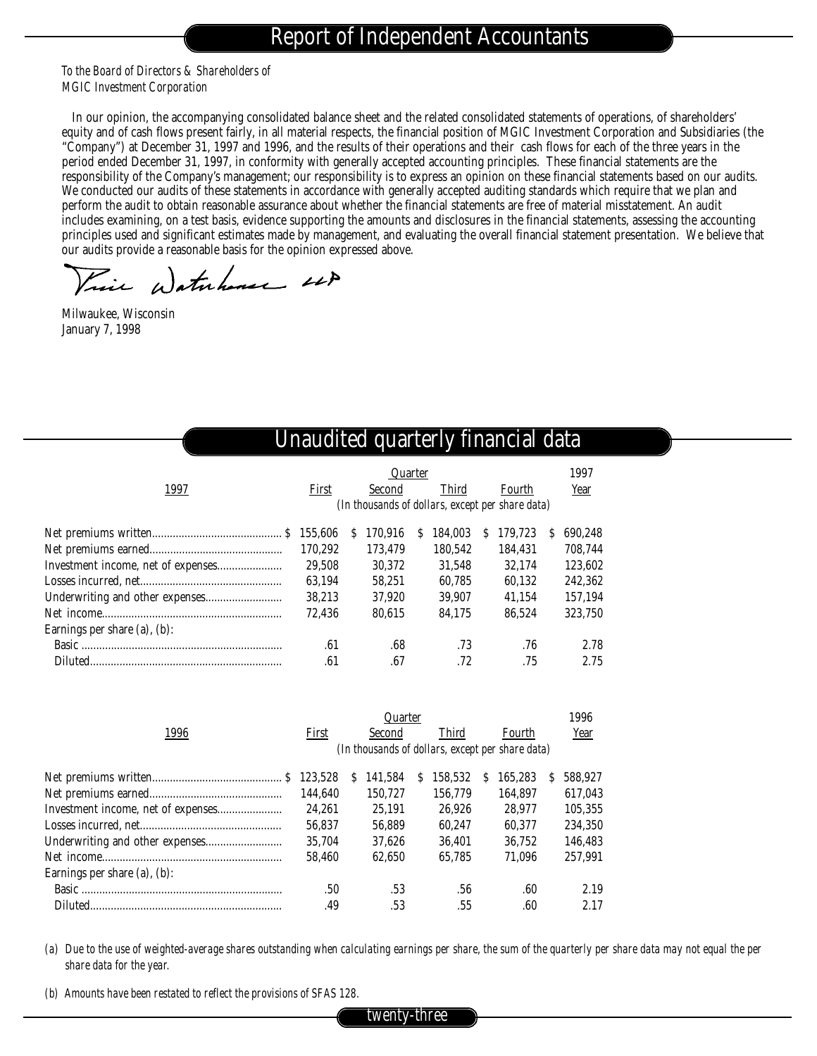## Report of Independent Accountants

*To the Board of Directors & Shareholders of*
*MGIC Investment Corporation*

In our opinion, the accompanying consolidated balance sheet and the related consolidated statements of operations, of shareholders' equity and of cash flows present fairly, in all material respects, the financial position of MGIC Investment Corporation and Subsidiaries (the "Company") at December 31, 1997 and 1996, and the results of their operations and their cash flows for each of the three years in the period ended December 31, 1997, in conformity with generally accepted accounting principles. These financial statements are the responsibility of the Company's management; our responsibility is to express an opinion on these financial statements based on our audits. We conducted our audits of these statements in accordance with generally accepted auditing standards which require that we plan and perform the audit to obtain reasonable assurance about whether the financial statements are free of material misstatement. An audit includes examining, on a test basis, evidence supporting the amounts and disclosures in the financial statements, assessing the accounting principles used and significant estimates made by management, and evaluating the overall financial statement presentation. We believe that our audits provide a reasonable basis for the opinion expressed above.

Price Waterhouse LLP

Milwaukee, Wisconsin
January 7, 1998

## Unaudited quarterly financial data

| 1997 | Quarter First | Second | Third | Fourth | 1997 Year |
|---|---|---|---|---|---|
| | *(In thousands of dollars, except per share data)* | | | | |
| Net premiums written | $ 155,606 | $ 170,916 | $ 184,003 | $ 179,723 | $ 690,248 |
| Net premiums earned | 170,292 | 173,479 | 180,542 | 184,431 | 708,744 |
| Investment income, net of expenses | 29,508 | 30,372 | 31,548 | 32,174 | 123,602 |
| Losses incurred, net | 63,194 | 58,251 | 60,785 | 60,132 | 242,362 |
| Underwriting and other expenses | 38,213 | 37,920 | 39,907 | 41,154 | 157,194 |
| Net income | 72,436 | 80,615 | 84,175 | 86,524 | 323,750 |
| Earnings per share (a), (b): | | | | | |
| Basic | .61 | .68 | .73 | .76 | 2.78 |
| Diluted | .61 | .67 | .72 | .75 | 2.75 |

| 1996 | Quarter First | Second | Third | Fourth | 1996 Year |
|---|---|---|---|---|---|
| | *(In thousands of dollars, except per share data)* | | | | |
| Net premiums written | $ 123,528 | $ 141,584 | $ 158,532 | $ 165,283 | $ 588,927 |
| Net premiums earned | 144,640 | 150,727 | 156,779 | 164,897 | 617,043 |
| Investment income, net of expenses | 24,261 | 25,191 | 26,926 | 28,977 | 105,355 |
| Losses incurred, net | 56,837 | 56,889 | 60,247 | 60,377 | 234,350 |
| Underwriting and other expenses | 35,704 | 37,626 | 36,401 | 36,752 | 146,483 |
| Net income | 58,460 | 62,650 | 65,785 | 71,096 | 257,991 |
| Earnings per share (a), (b): | | | | | |
| Basic | .50 | .53 | .56 | .60 | 2.19 |
| Diluted | .49 | .53 | .55 | .60 | 2.17 |

*(a) Due to the use of weighted-average shares outstanding when calculating earnings per share, the sum of the quarterly per share data may not equal the per share data for the year.*

*(b) Amounts have been restated to reflect the provisions of SFAS 128.*